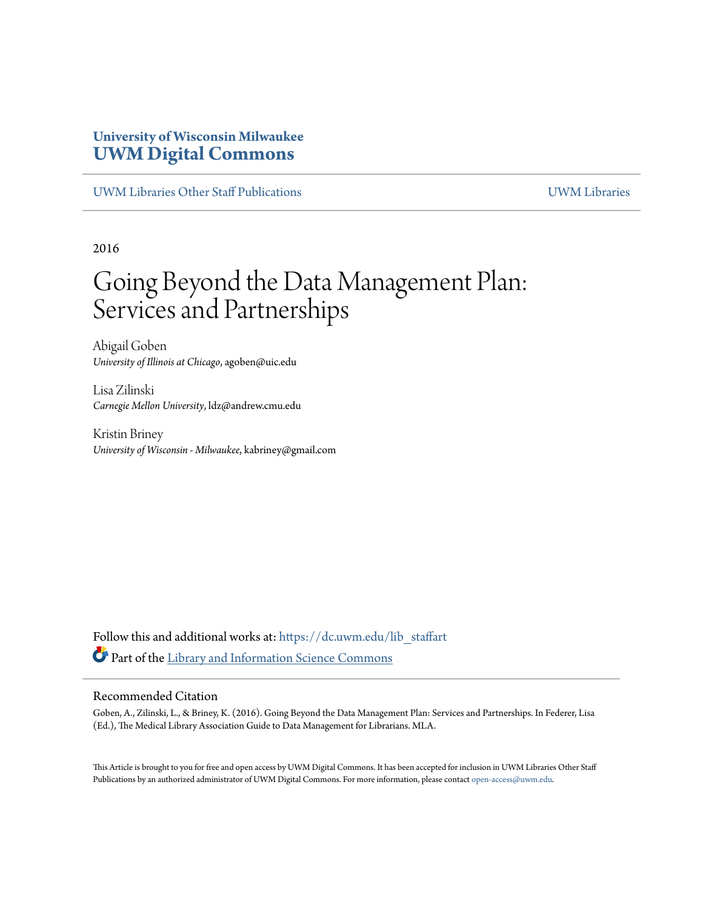**University of Wisconsin Milwaukee**
**UWM Digital Commons**

UWM Libraries Other Staff Publications | UWM Libraries

2016

# Going Beyond the Data Management Plan: Services and Partnerships

Abigail Goben
*University of Illinois at Chicago*, agoben@uic.edu

Lisa Zilinski
*Carnegie Mellon University*, ldz@andrew.cmu.edu

Kristin Briney
*University of Wisconsin - Milwaukee*, kabriney@gmail.com

Follow this and additional works at: https://dc.uwm.edu/lib_staffart

Part of the Library and Information Science Commons

## Recommended Citation

Goben, A., Zilinski, L., & Briney, K. (2016). Going Beyond the Data Management Plan: Services and Partnerships. In Federer, Lisa (Ed.), The Medical Library Association Guide to Data Management for Librarians. MLA.

This Article is brought to you for free and open access by UWM Digital Commons. It has been accepted for inclusion in UWM Libraries Other Staff Publications by an authorized administrator of UWM Digital Commons. For more information, please contact open-access@uwm.edu.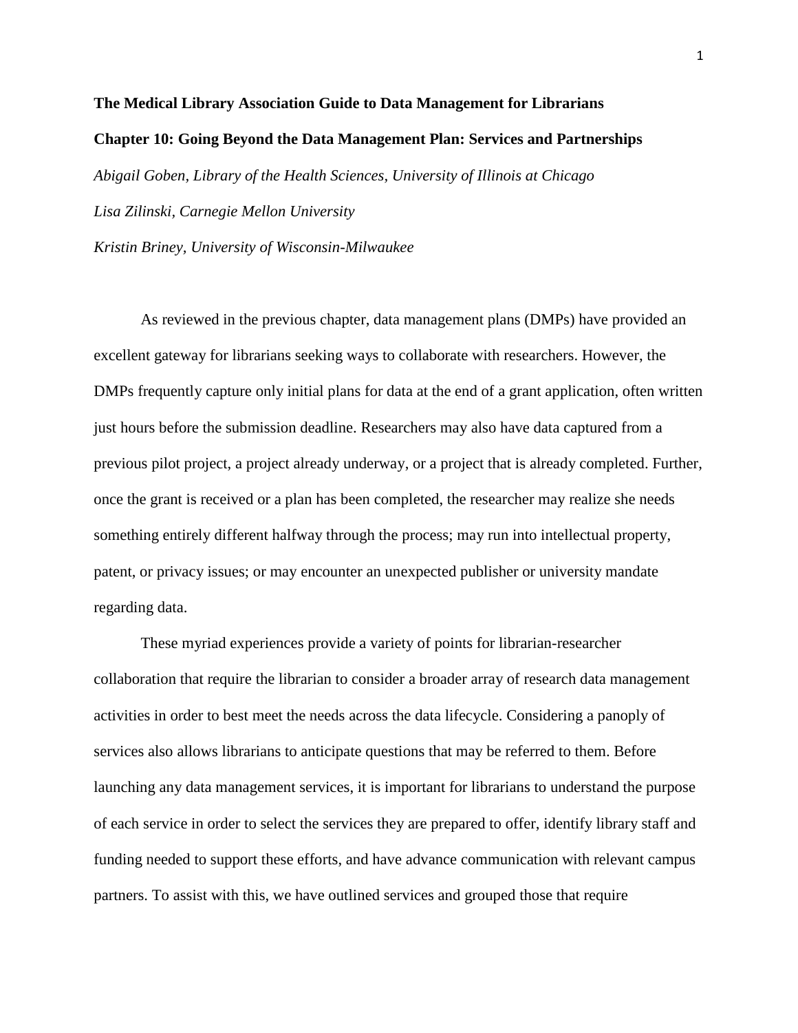**The Medical Library Association Guide to Data Management for Librarians**

**Chapter 10: Going Beyond the Data Management Plan: Services and Partnerships**

*Abigail Goben, Library of the Health Sciences, University of Illinois at Chicago*

*Lisa Zilinski, Carnegie Mellon University*

*Kristin Briney, University of Wisconsin-Milwaukee*

As reviewed in the previous chapter, data management plans (DMPs) have provided an excellent gateway for librarians seeking ways to collaborate with researchers. However, the DMPs frequently capture only initial plans for data at the end of a grant application, often written just hours before the submission deadline. Researchers may also have data captured from a previous pilot project, a project already underway, or a project that is already completed. Further, once the grant is received or a plan has been completed, the researcher may realize she needs something entirely different halfway through the process; may run into intellectual property, patent, or privacy issues; or may encounter an unexpected publisher or university mandate regarding data.

These myriad experiences provide a variety of points for librarian-researcher collaboration that require the librarian to consider a broader array of research data management activities in order to best meet the needs across the data lifecycle. Considering a panoply of services also allows librarians to anticipate questions that may be referred to them. Before launching any data management services, it is important for librarians to understand the purpose of each service in order to select the services they are prepared to offer, identify library staff and funding needed to support these efforts, and have advance communication with relevant campus partners. To assist with this, we have outlined services and grouped those that require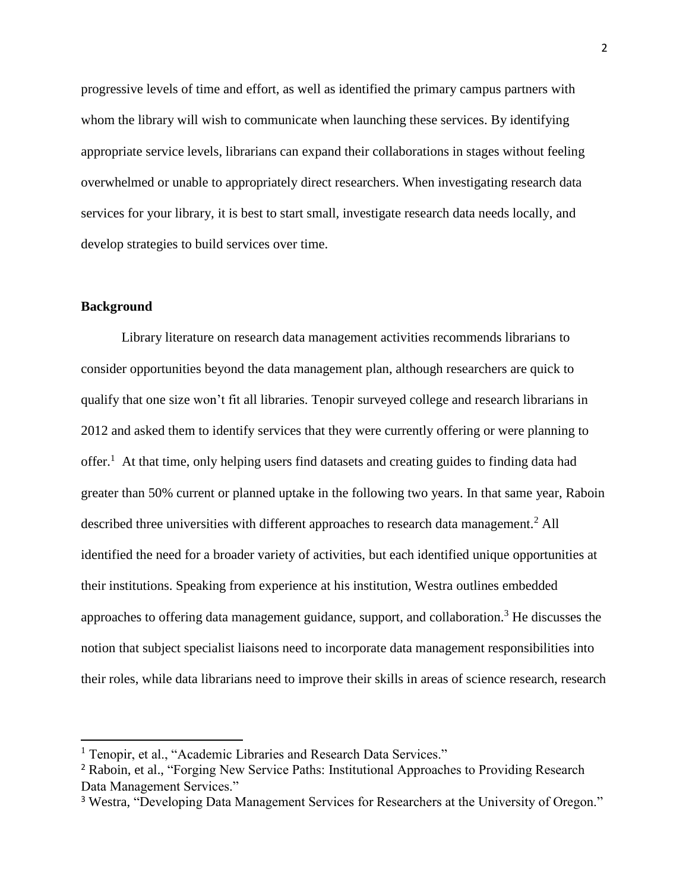progressive levels of time and effort, as well as identified the primary campus partners with whom the library will wish to communicate when launching these services. By identifying appropriate service levels, librarians can expand their collaborations in stages without feeling overwhelmed or unable to appropriately direct researchers. When investigating research data services for your library, it is best to start small, investigate research data needs locally, and develop strategies to build services over time.

**Background**

Library literature on research data management activities recommends librarians to consider opportunities beyond the data management plan, although researchers are quick to qualify that one size won't fit all libraries. Tenopir surveyed college and research librarians in 2012 and asked them to identify services that they were currently offering or were planning to offer.[1] At that time, only helping users find datasets and creating guides to finding data had greater than 50% current or planned uptake in the following two years. In that same year, Raboin described three universities with different approaches to research data management.[2] All identified the need for a broader variety of activities, but each identified unique opportunities at their institutions. Speaking from experience at his institution, Westra outlines embedded approaches to offering data management guidance, support, and collaboration.[3] He discusses the notion that subject specialist liaisons need to incorporate data management responsibilities into their roles, while data librarians need to improve their skills in areas of science research, research

---

[1] Tenopir, et al., "Academic Libraries and Research Data Services."

[2] Raboin, et al., "Forging New Service Paths: Institutional Approaches to Providing Research Data Management Services."

[3] Westra, "Developing Data Management Services for Researchers at the University of Oregon."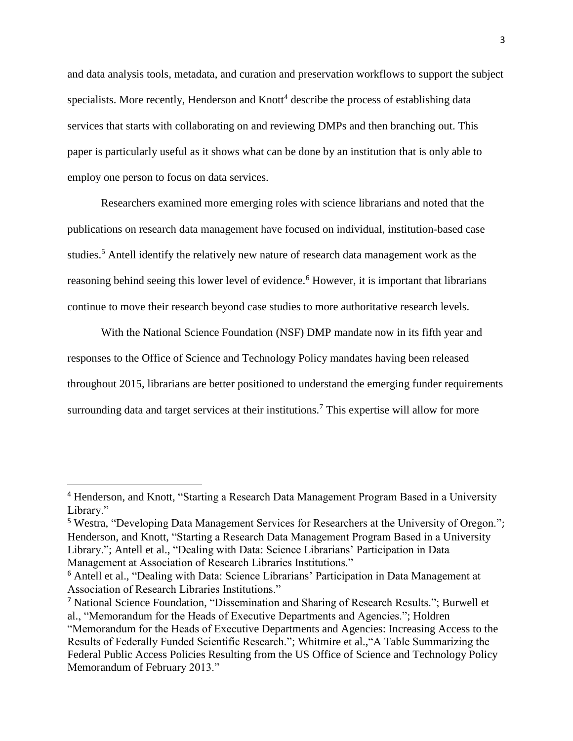and data analysis tools, metadata, and curation and preservation workflows to support the subject specialists. More recently, Henderson and Knott[4] describe the process of establishing data services that starts with collaborating on and reviewing DMPs and then branching out. This paper is particularly useful as it shows what can be done by an institution that is only able to employ one person to focus on data services.

Researchers examined more emerging roles with science librarians and noted that the publications on research data management have focused on individual, institution-based case studies.[5] Antell identify the relatively new nature of research data management work as the reasoning behind seeing this lower level of evidence.[6] However, it is important that librarians continue to move their research beyond case studies to more authoritative research levels.

With the National Science Foundation (NSF) DMP mandate now in its fifth year and responses to the Office of Science and Technology Policy mandates having been released throughout 2015, librarians are better positioned to understand the emerging funder requirements surrounding data and target services at their institutions.[7] This expertise will allow for more

---

[4] Henderson, and Knott, "Starting a Research Data Management Program Based in a University Library."

[5] Westra, "Developing Data Management Services for Researchers at the University of Oregon."; Henderson, and Knott, "Starting a Research Data Management Program Based in a University Library."; Antell et al., "Dealing with Data: Science Librarians' Participation in Data Management at Association of Research Libraries Institutions."

[6] Antell et al., "Dealing with Data: Science Librarians' Participation in Data Management at Association of Research Libraries Institutions."

[7] National Science Foundation, "Dissemination and Sharing of Research Results."; Burwell et al., "Memorandum for the Heads of Executive Departments and Agencies."; Holdren "Memorandum for the Heads of Executive Departments and Agencies: Increasing Access to the Results of Federally Funded Scientific Research."; Whitmire et al.,"A Table Summarizing the Federal Public Access Policies Resulting from the US Office of Science and Technology Policy Memorandum of February 2013."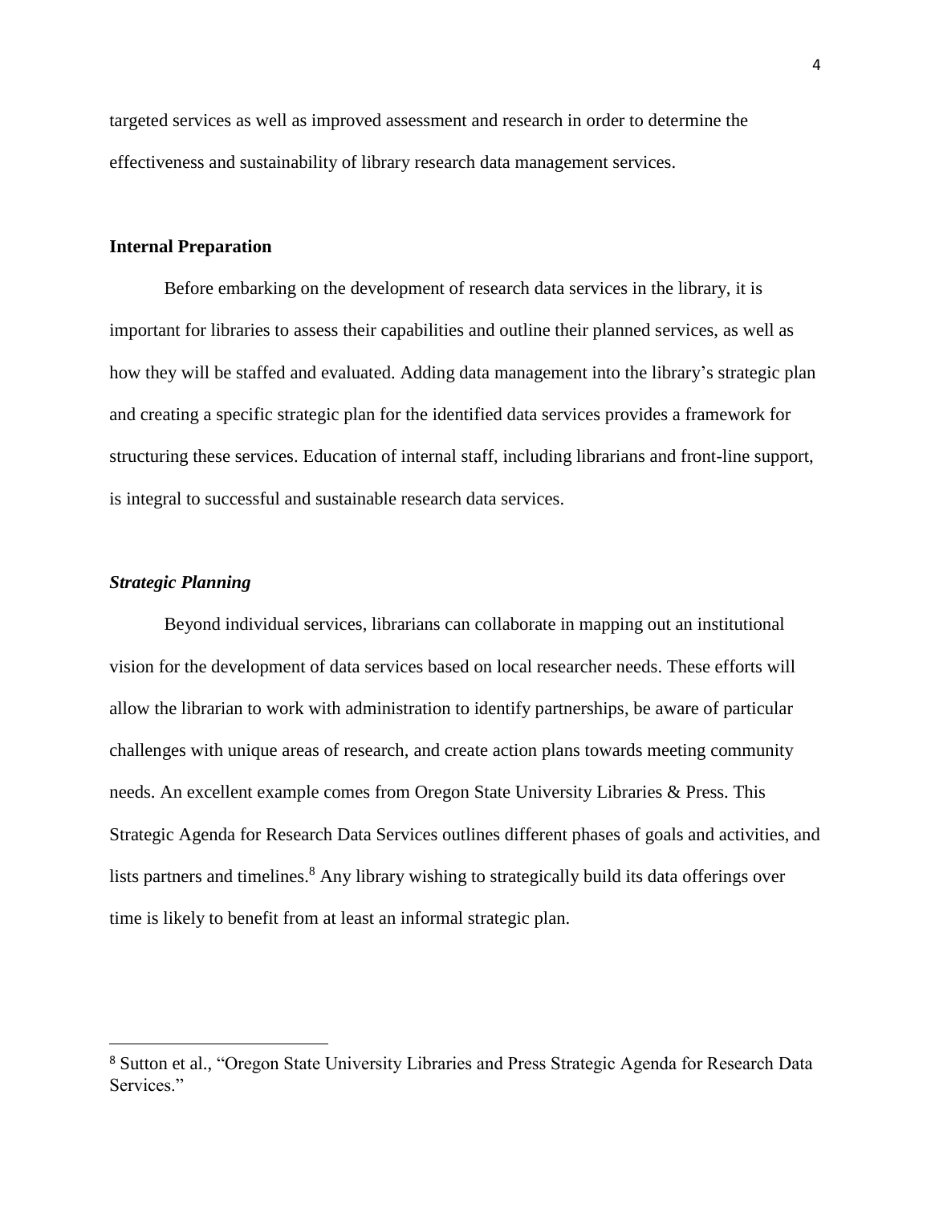targeted services as well as improved assessment and research in order to determine the effectiveness and sustainability of library research data management services.

## Internal Preparation

Before embarking on the development of research data services in the library, it is important for libraries to assess their capabilities and outline their planned services, as well as how they will be staffed and evaluated. Adding data management into the library's strategic plan and creating a specific strategic plan for the identified data services provides a framework for structuring these services. Education of internal staff, including librarians and front-line support, is integral to successful and sustainable research data services.

### *Strategic Planning*

Beyond individual services, librarians can collaborate in mapping out an institutional vision for the development of data services based on local researcher needs. These efforts will allow the librarian to work with administration to identify partnerships, be aware of particular challenges with unique areas of research, and create action plans towards meeting community needs. An excellent example comes from Oregon State University Libraries & Press. This Strategic Agenda for Research Data Services outlines different phases of goals and activities, and lists partners and timelines.[8] Any library wishing to strategically build its data offerings over time is likely to benefit from at least an informal strategic plan.

---

[8] Sutton et al., "Oregon State University Libraries and Press Strategic Agenda for Research Data Services."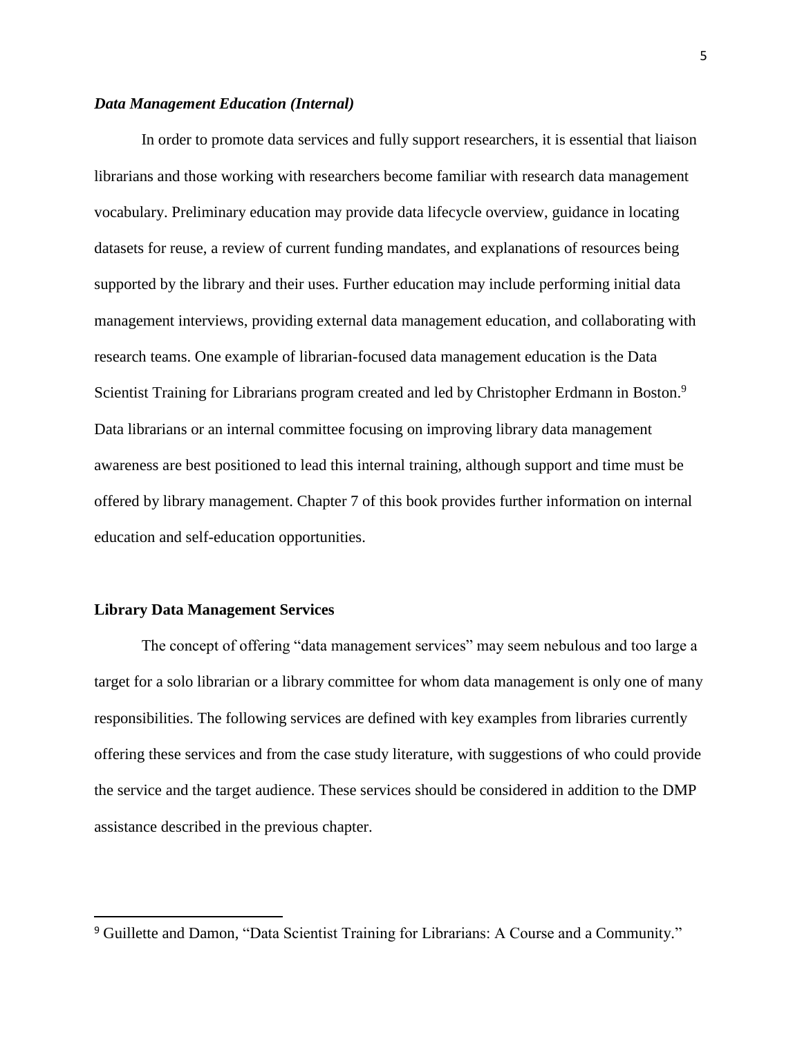### *Data Management Education (Internal)*

In order to promote data services and fully support researchers, it is essential that liaison librarians and those working with researchers become familiar with research data management vocabulary. Preliminary education may provide data lifecycle overview, guidance in locating datasets for reuse, a review of current funding mandates, and explanations of resources being supported by the library and their uses. Further education may include performing initial data management interviews, providing external data management education, and collaborating with research teams. One example of librarian-focused data management education is the Data Scientist Training for Librarians program created and led by Christopher Erdmann in Boston.[9] Data librarians or an internal committee focusing on improving library data management awareness are best positioned to lead this internal training, although support and time must be offered by library management. Chapter 7 of this book provides further information on internal education and self-education opportunities.

## Library Data Management Services

The concept of offering "data management services" may seem nebulous and too large a target for a solo librarian or a library committee for whom data management is only one of many responsibilities. The following services are defined with key examples from libraries currently offering these services and from the case study literature, with suggestions of who could provide the service and the target audience. These services should be considered in addition to the DMP assistance described in the previous chapter.

---

[9] Guillette and Damon, "Data Scientist Training for Librarians: A Course and a Community."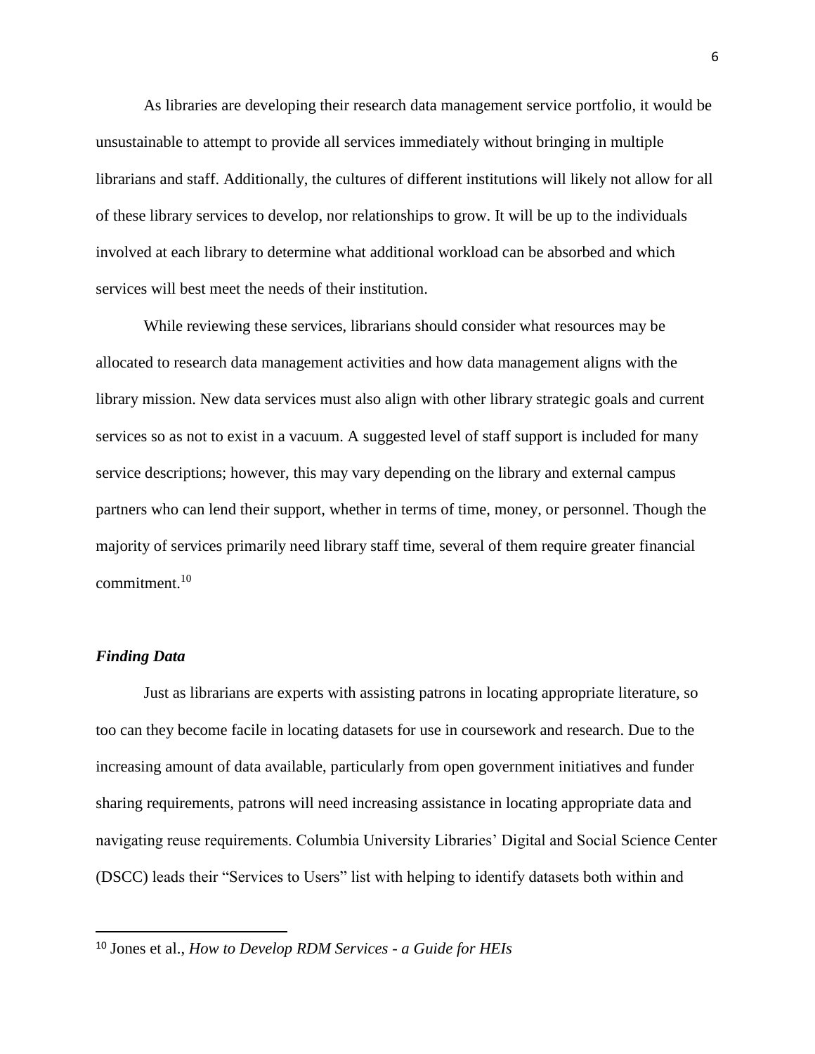As libraries are developing their research data management service portfolio, it would be unsustainable to attempt to provide all services immediately without bringing in multiple librarians and staff. Additionally, the cultures of different institutions will likely not allow for all of these library services to develop, nor relationships to grow. It will be up to the individuals involved at each library to determine what additional workload can be absorbed and which services will best meet the needs of their institution.

While reviewing these services, librarians should consider what resources may be allocated to research data management activities and how data management aligns with the library mission. New data services must also align with other library strategic goals and current services so as not to exist in a vacuum. A suggested level of staff support is included for many service descriptions; however, this may vary depending on the library and external campus partners who can lend their support, whether in terms of time, money, or personnel. Though the majority of services primarily need library staff time, several of them require greater financial commitment.[10]

### *Finding Data*

Just as librarians are experts with assisting patrons in locating appropriate literature, so too can they become facile in locating datasets for use in coursework and research. Due to the increasing amount of data available, particularly from open government initiatives and funder sharing requirements, patrons will need increasing assistance in locating appropriate data and navigating reuse requirements. Columbia University Libraries' Digital and Social Science Center (DSCC) leads their "Services to Users" list with helping to identify datasets both within and

---

[10] Jones et al., *How to Develop RDM Services - a Guide for HEIs*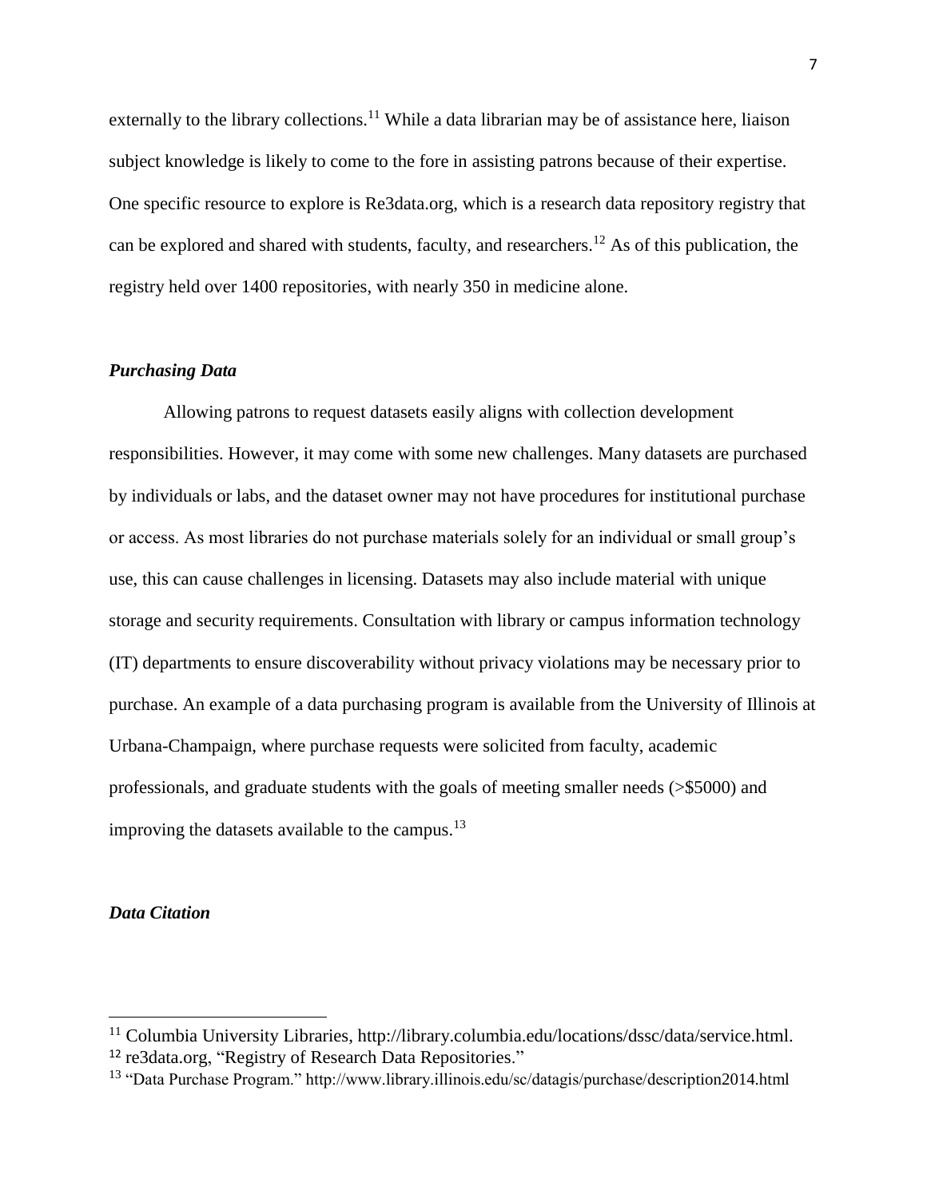externally to the library collections.[11] While a data librarian may be of assistance here, liaison subject knowledge is likely to come to the fore in assisting patrons because of their expertise. One specific resource to explore is Re3data.org, which is a research data repository registry that can be explored and shared with students, faculty, and researchers.[12] As of this publication, the registry held over 1400 repositories, with nearly 350 in medicine alone.

### *Purchasing Data*

Allowing patrons to request datasets easily aligns with collection development responsibilities. However, it may come with some new challenges. Many datasets are purchased by individuals or labs, and the dataset owner may not have procedures for institutional purchase or access. As most libraries do not purchase materials solely for an individual or small group's use, this can cause challenges in licensing. Datasets may also include material with unique storage and security requirements. Consultation with library or campus information technology (IT) departments to ensure discoverability without privacy violations may be necessary prior to purchase. An example of a data purchasing program is available from the University of Illinois at Urbana-Champaign, where purchase requests were solicited from faculty, academic professionals, and graduate students with the goals of meeting smaller needs (>$5000) and improving the datasets available to the campus.[13]

### *Data Citation*

---

[11] Columbia University Libraries, http://library.columbia.edu/locations/dssc/data/service.html.

[12] re3data.org, "Registry of Research Data Repositories."

[13] "Data Purchase Program." http://www.library.illinois.edu/sc/datagis/purchase/description2014.html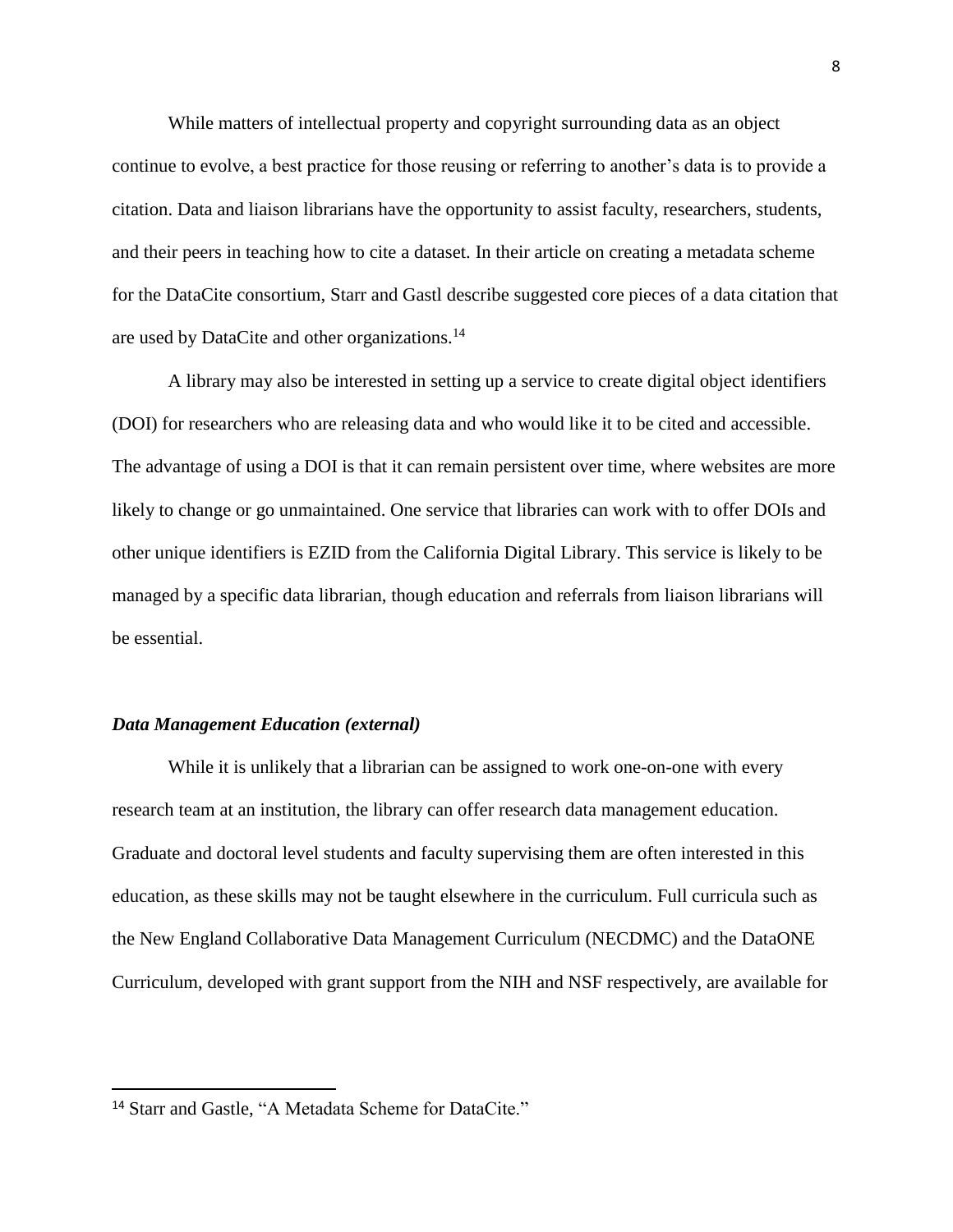While matters of intellectual property and copyright surrounding data as an object continue to evolve, a best practice for those reusing or referring to another's data is to provide a citation. Data and liaison librarians have the opportunity to assist faculty, researchers, students, and their peers in teaching how to cite a dataset. In their article on creating a metadata scheme for the DataCite consortium, Starr and Gastl describe suggested core pieces of a data citation that are used by DataCite and other organizations.[14]

A library may also be interested in setting up a service to create digital object identifiers (DOI) for researchers who are releasing data and who would like it to be cited and accessible. The advantage of using a DOI is that it can remain persistent over time, where websites are more likely to change or go unmaintained. One service that libraries can work with to offer DOIs and other unique identifiers is EZID from the California Digital Library. This service is likely to be managed by a specific data librarian, though education and referrals from liaison librarians will be essential.

### *Data Management Education (external)*

While it is unlikely that a librarian can be assigned to work one-on-one with every research team at an institution, the library can offer research data management education. Graduate and doctoral level students and faculty supervising them are often interested in this education, as these skills may not be taught elsewhere in the curriculum. Full curricula such as the New England Collaborative Data Management Curriculum (NECDMC) and the DataONE Curriculum, developed with grant support from the NIH and NSF respectively, are available for

---

[14] Starr and Gastle, "A Metadata Scheme for DataCite."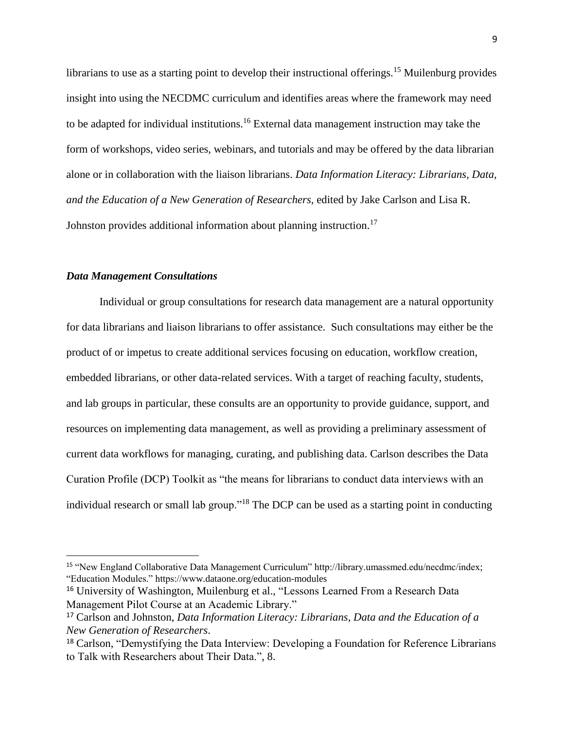librarians to use as a starting point to develop their instructional offerings.[15] Muilenburg provides insight into using the NECDMC curriculum and identifies areas where the framework may need to be adapted for individual institutions.[16] External data management instruction may take the form of workshops, video series, webinars, and tutorials and may be offered by the data librarian alone or in collaboration with the liaison librarians. *Data Information Literacy: Librarians, Data, and the Education of a New Generation of Researchers*, edited by Jake Carlson and Lisa R. Johnston provides additional information about planning instruction.[17]

### *Data Management Consultations*

Individual or group consultations for research data management are a natural opportunity for data librarians and liaison librarians to offer assistance. Such consultations may either be the product of or impetus to create additional services focusing on education, workflow creation, embedded librarians, or other data-related services. With a target of reaching faculty, students, and lab groups in particular, these consults are an opportunity to provide guidance, support, and resources on implementing data management, as well as providing a preliminary assessment of current data workflows for managing, curating, and publishing data. Carlson describes the Data Curation Profile (DCP) Toolkit as "the means for librarians to conduct data interviews with an individual research or small lab group."[18] The DCP can be used as a starting point in conducting

---

[15] "New England Collaborative Data Management Curriculum" http://library.umassmed.edu/necdmc/index; "Education Modules." https://www.dataone.org/education-modules

[16] University of Washington, Muilenburg et al., "Lessons Learned From a Research Data Management Pilot Course at an Academic Library."

[17] Carlson and Johnston, *Data Information Literacy: Librarians, Data and the Education of a New Generation of Researchers*.

[18] Carlson, "Demystifying the Data Interview: Developing a Foundation for Reference Librarians to Talk with Researchers about Their Data.", 8.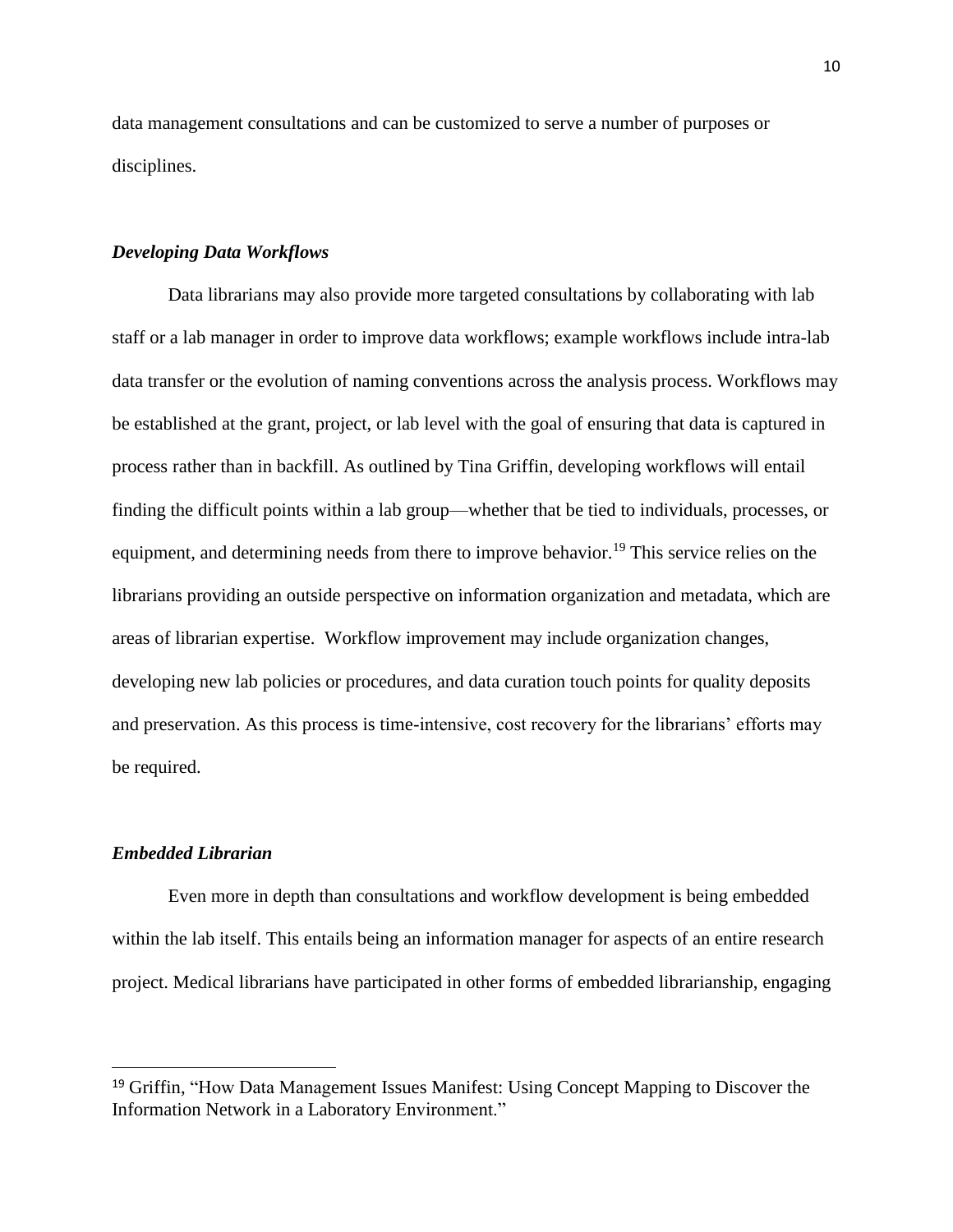data management consultations and can be customized to serve a number of purposes or disciplines.

### *Developing Data Workflows*

Data librarians may also provide more targeted consultations by collaborating with lab staff or a lab manager in order to improve data workflows; example workflows include intra-lab data transfer or the evolution of naming conventions across the analysis process. Workflows may be established at the grant, project, or lab level with the goal of ensuring that data is captured in process rather than in backfill. As outlined by Tina Griffin, developing workflows will entail finding the difficult points within a lab group—whether that be tied to individuals, processes, or equipment, and determining needs from there to improve behavior.[19] This service relies on the librarians providing an outside perspective on information organization and metadata, which are areas of librarian expertise. Workflow improvement may include organization changes, developing new lab policies or procedures, and data curation touch points for quality deposits and preservation. As this process is time-intensive, cost recovery for the librarians' efforts may be required.

### *Embedded Librarian*

Even more in depth than consultations and workflow development is being embedded within the lab itself. This entails being an information manager for aspects of an entire research project. Medical librarians have participated in other forms of embedded librarianship, engaging

---

[19] Griffin, "How Data Management Issues Manifest: Using Concept Mapping to Discover the Information Network in a Laboratory Environment."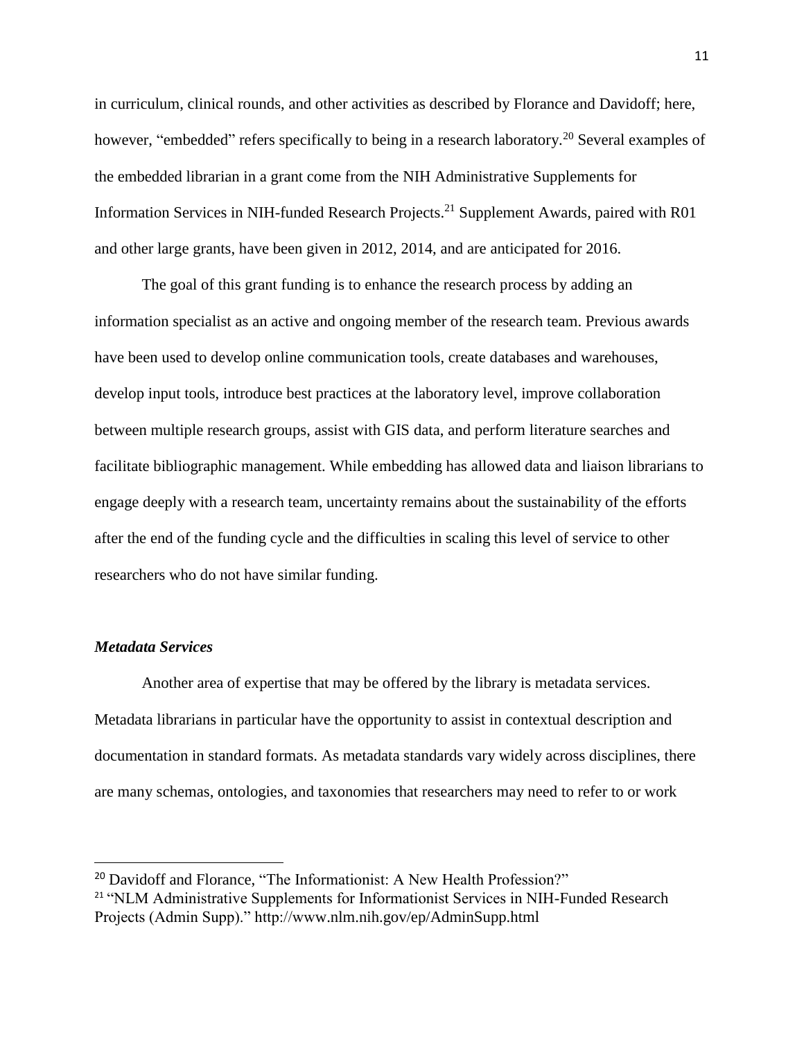in curriculum, clinical rounds, and other activities as described by Florance and Davidoff; here, however, "embedded" refers specifically to being in a research laboratory.[20] Several examples of the embedded librarian in a grant come from the NIH Administrative Supplements for Information Services in NIH-funded Research Projects.[21] Supplement Awards, paired with R01 and other large grants, have been given in 2012, 2014, and are anticipated for 2016.

The goal of this grant funding is to enhance the research process by adding an information specialist as an active and ongoing member of the research team. Previous awards have been used to develop online communication tools, create databases and warehouses, develop input tools, introduce best practices at the laboratory level, improve collaboration between multiple research groups, assist with GIS data, and perform literature searches and facilitate bibliographic management. While embedding has allowed data and liaison librarians to engage deeply with a research team, uncertainty remains about the sustainability of the efforts after the end of the funding cycle and the difficulties in scaling this level of service to other researchers who do not have similar funding.

### *Metadata Services*

Another area of expertise that may be offered by the library is metadata services. Metadata librarians in particular have the opportunity to assist in contextual description and documentation in standard formats. As metadata standards vary widely across disciplines, there are many schemas, ontologies, and taxonomies that researchers may need to refer to or work

---

[20] Davidoff and Florance, "The Informationist: A New Health Profession?"

[21] "NLM Administrative Supplements for Informationist Services in NIH-Funded Research Projects (Admin Supp)." http://www.nlm.nih.gov/ep/AdminSupp.html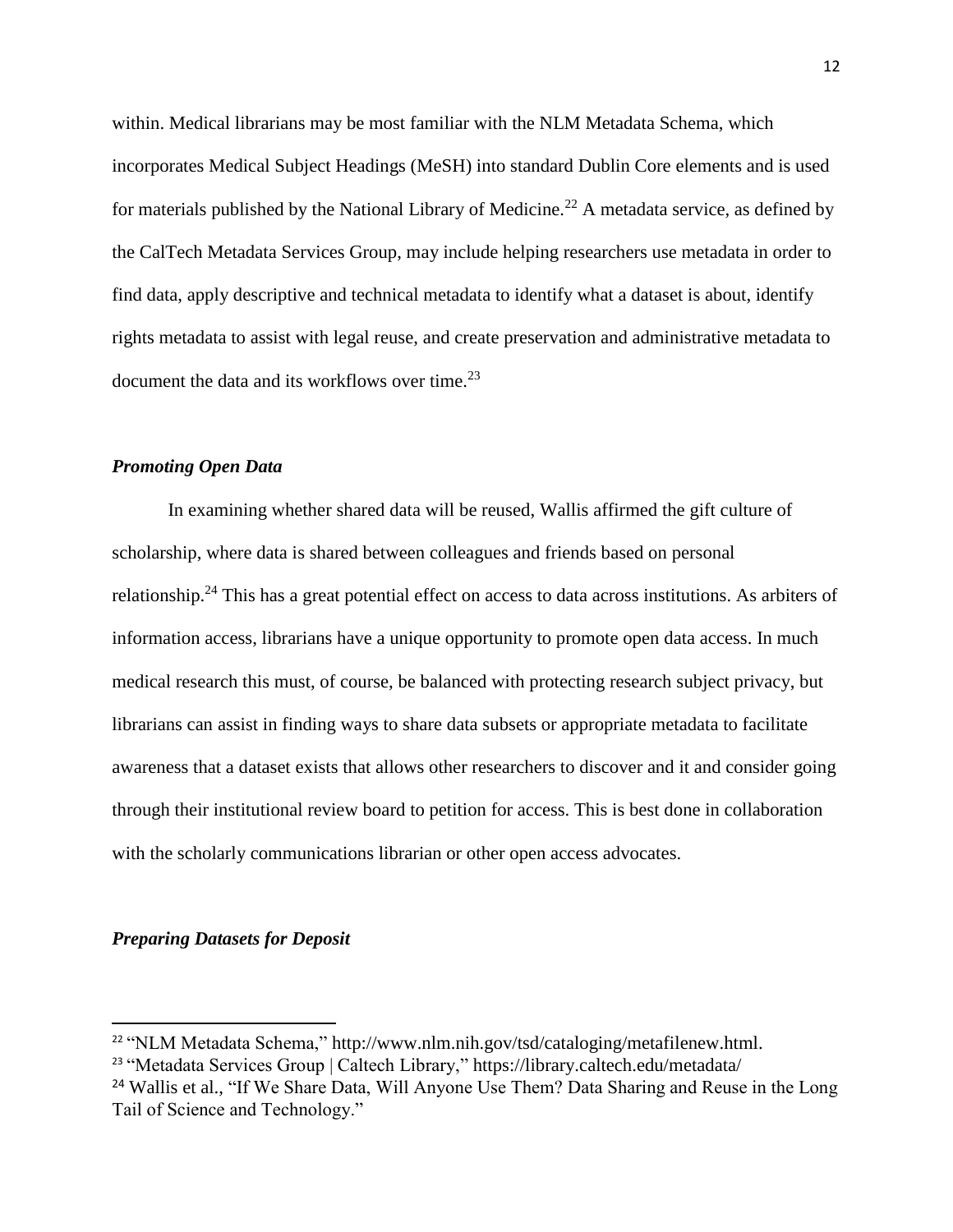within. Medical librarians may be most familiar with the NLM Metadata Schema, which incorporates Medical Subject Headings (MeSH) into standard Dublin Core elements and is used for materials published by the National Library of Medicine.[22] A metadata service, as defined by the CalTech Metadata Services Group, may include helping researchers use metadata in order to find data, apply descriptive and technical metadata to identify what a dataset is about, identify rights metadata to assist with legal reuse, and create preservation and administrative metadata to document the data and its workflows over time.[23]

### *Promoting Open Data*

In examining whether shared data will be reused, Wallis affirmed the gift culture of scholarship, where data is shared between colleagues and friends based on personal relationship.[24] This has a great potential effect on access to data across institutions. As arbiters of information access, librarians have a unique opportunity to promote open data access. In much medical research this must, of course, be balanced with protecting research subject privacy, but librarians can assist in finding ways to share data subsets or appropriate metadata to facilitate awareness that a dataset exists that allows other researchers to discover and it and consider going through their institutional review board to petition for access. This is best done in collaboration with the scholarly communications librarian or other open access advocates.

### *Preparing Datasets for Deposit*

---

[22] "NLM Metadata Schema," http://www.nlm.nih.gov/tsd/cataloging/metafilenew.html.

[23] "Metadata Services Group | Caltech Library," https://library.caltech.edu/metadata/

[24] Wallis et al., "If We Share Data, Will Anyone Use Them? Data Sharing and Reuse in the Long Tail of Science and Technology."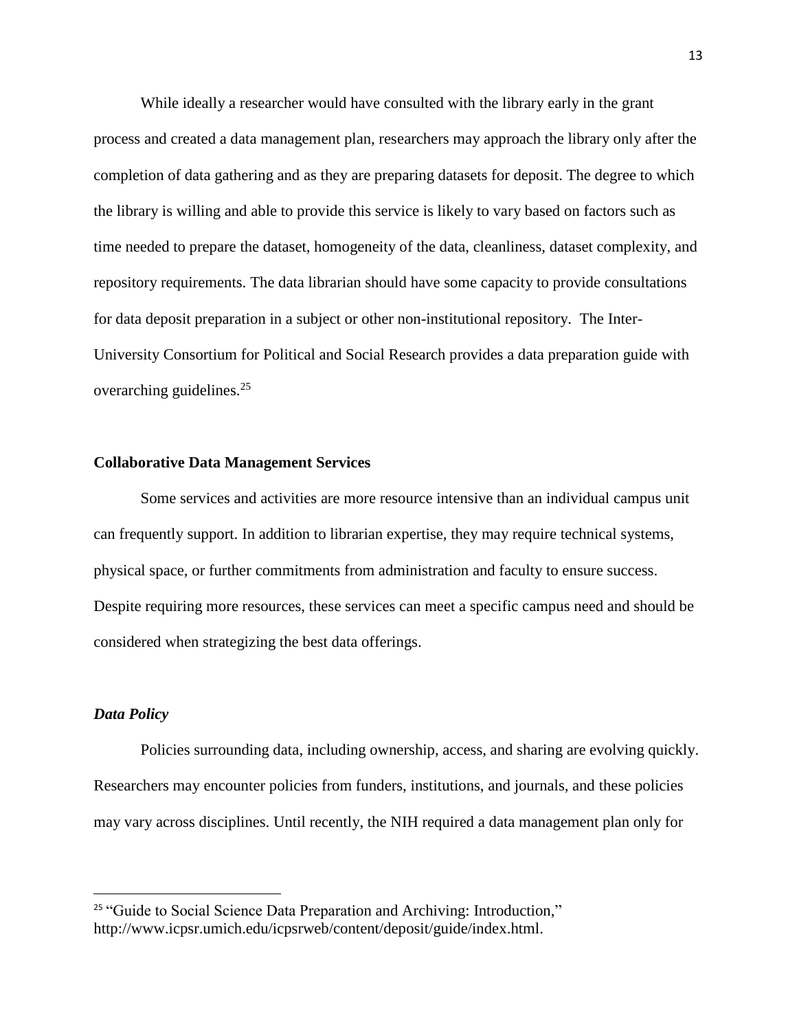While ideally a researcher would have consulted with the library early in the grant process and created a data management plan, researchers may approach the library only after the completion of data gathering and as they are preparing datasets for deposit. The degree to which the library is willing and able to provide this service is likely to vary based on factors such as time needed to prepare the dataset, homogeneity of the data, cleanliness, dataset complexity, and repository requirements. The data librarian should have some capacity to provide consultations for data deposit preparation in a subject or other non-institutional repository. The Inter-University Consortium for Political and Social Research provides a data preparation guide with overarching guidelines.[25]

## Collaborative Data Management Services

Some services and activities are more resource intensive than an individual campus unit can frequently support. In addition to librarian expertise, they may require technical systems, physical space, or further commitments from administration and faculty to ensure success. Despite requiring more resources, these services can meet a specific campus need and should be considered when strategizing the best data offerings.

### *Data Policy*

Policies surrounding data, including ownership, access, and sharing are evolving quickly. Researchers may encounter policies from funders, institutions, and journals, and these policies may vary across disciplines. Until recently, the NIH required a data management plan only for

---

[25] "Guide to Social Science Data Preparation and Archiving: Introduction," http://www.icpsr.umich.edu/icpsrweb/content/deposit/guide/index.html.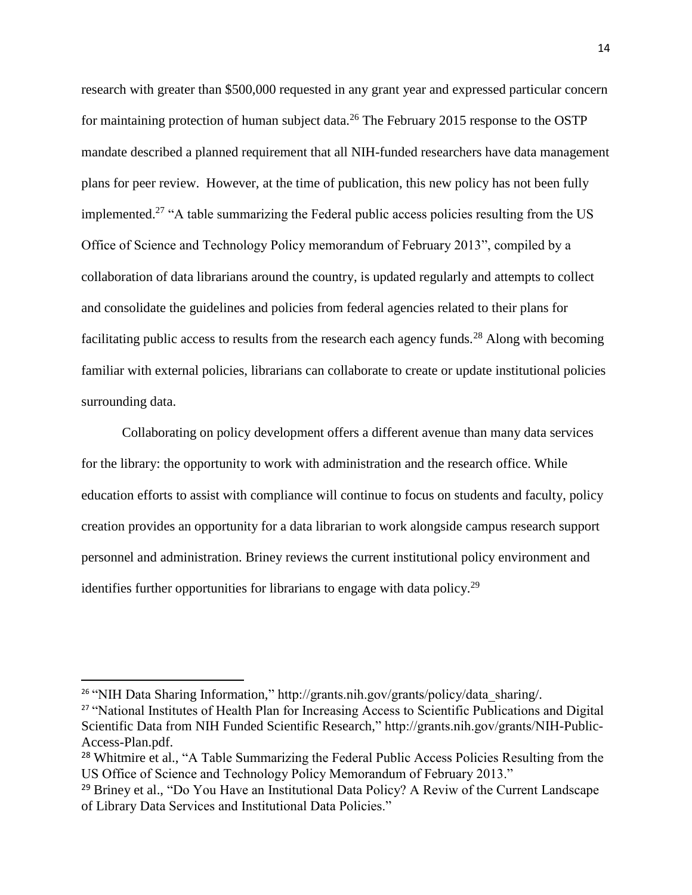research with greater than $500,000 requested in any grant year and expressed particular concern for maintaining protection of human subject data.[26] The February 2015 response to the OSTP mandate described a planned requirement that all NIH-funded researchers have data management plans for peer review. However, at the time of publication, this new policy has not been fully implemented.[27] "A table summarizing the Federal public access policies resulting from the US Office of Science and Technology Policy memorandum of February 2013", compiled by a collaboration of data librarians around the country, is updated regularly and attempts to collect and consolidate the guidelines and policies from federal agencies related to their plans for facilitating public access to results from the research each agency funds.[28] Along with becoming familiar with external policies, librarians can collaborate to create or update institutional policies surrounding data.

Collaborating on policy development offers a different avenue than many data services for the library: the opportunity to work with administration and the research office. While education efforts to assist with compliance will continue to focus on students and faculty, policy creation provides an opportunity for a data librarian to work alongside campus research support personnel and administration. Briney reviews the current institutional policy environment and identifies further opportunities for librarians to engage with data policy.[29]

---

[26] "NIH Data Sharing Information," http://grants.nih.gov/grants/policy/data_sharing/.

[27] "National Institutes of Health Plan for Increasing Access to Scientific Publications and Digital Scientific Data from NIH Funded Scientific Research," http://grants.nih.gov/grants/NIH-Public-Access-Plan.pdf.

[28] Whitmire et al., "A Table Summarizing the Federal Public Access Policies Resulting from the US Office of Science and Technology Policy Memorandum of February 2013."

[29] Briney et al., "Do You Have an Institutional Data Policy? A Reviw of the Current Landscape of Library Data Services and Institutional Data Policies."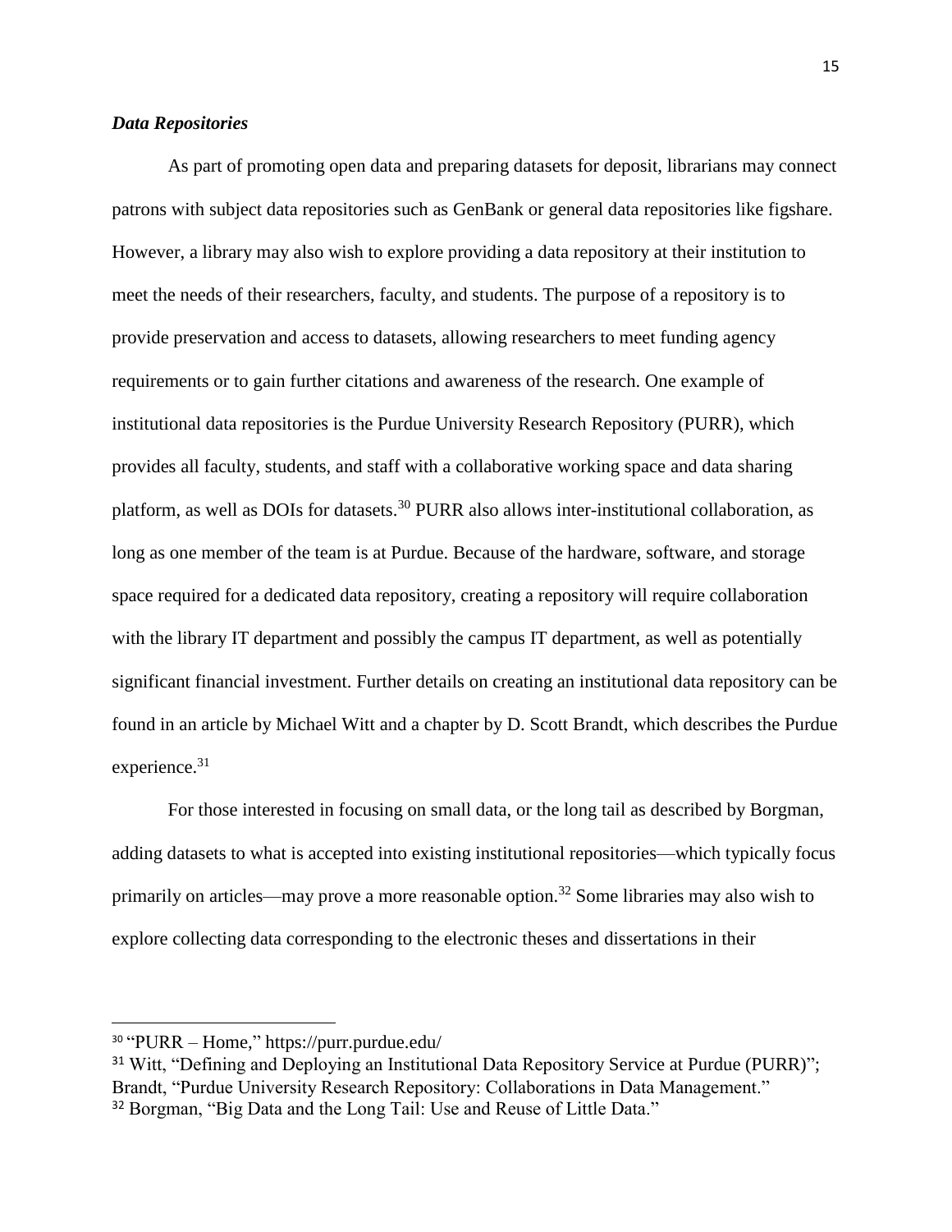### *Data Repositories*

As part of promoting open data and preparing datasets for deposit, librarians may connect patrons with subject data repositories such as GenBank or general data repositories like figshare. However, a library may also wish to explore providing a data repository at their institution to meet the needs of their researchers, faculty, and students. The purpose of a repository is to provide preservation and access to datasets, allowing researchers to meet funding agency requirements or to gain further citations and awareness of the research. One example of institutional data repositories is the Purdue University Research Repository (PURR), which provides all faculty, students, and staff with a collaborative working space and data sharing platform, as well as DOIs for datasets.[30] PURR also allows inter-institutional collaboration, as long as one member of the team is at Purdue. Because of the hardware, software, and storage space required for a dedicated data repository, creating a repository will require collaboration with the library IT department and possibly the campus IT department, as well as potentially significant financial investment. Further details on creating an institutional data repository can be found in an article by Michael Witt and a chapter by D. Scott Brandt, which describes the Purdue experience.[31]

For those interested in focusing on small data, or the long tail as described by Borgman, adding datasets to what is accepted into existing institutional repositories—which typically focus primarily on articles—may prove a more reasonable option.[32] Some libraries may also wish to explore collecting data corresponding to the electronic theses and dissertations in their

---

[30] "PURR – Home," https://purr.purdue.edu/

[31] Witt, "Defining and Deploying an Institutional Data Repository Service at Purdue (PURR)"; Brandt, "Purdue University Research Repository: Collaborations in Data Management."

[32] Borgman, "Big Data and the Long Tail: Use and Reuse of Little Data."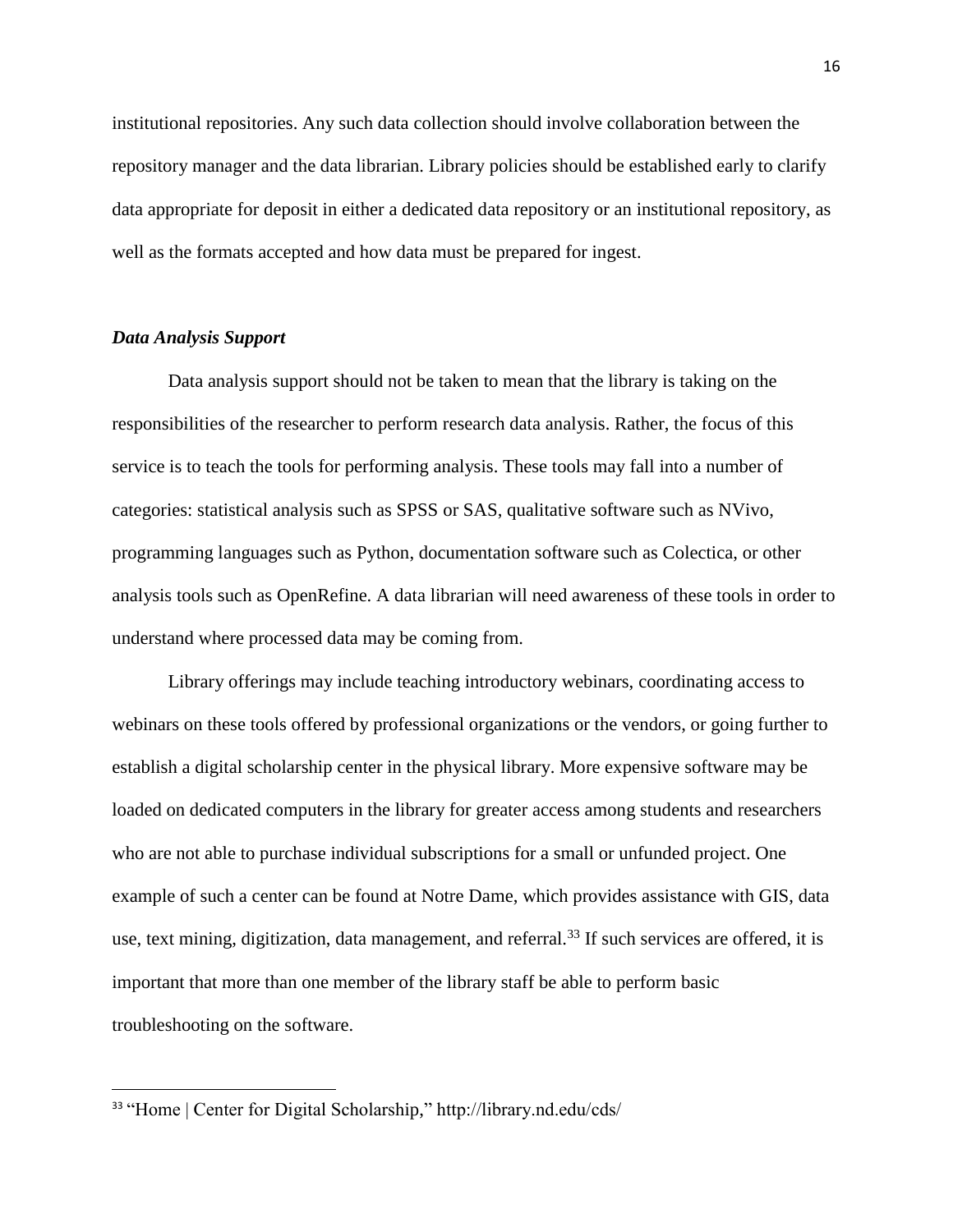institutional repositories. Any such data collection should involve collaboration between the repository manager and the data librarian. Library policies should be established early to clarify data appropriate for deposit in either a dedicated data repository or an institutional repository, as well as the formats accepted and how data must be prepared for ingest.

### ***Data Analysis Support***

Data analysis support should not be taken to mean that the library is taking on the responsibilities of the researcher to perform research data analysis. Rather, the focus of this service is to teach the tools for performing analysis. These tools may fall into a number of categories: statistical analysis such as SPSS or SAS, qualitative software such as NVivo, programming languages such as Python, documentation software such as Colectica, or other analysis tools such as OpenRefine. A data librarian will need awareness of these tools in order to understand where processed data may be coming from.

Library offerings may include teaching introductory webinars, coordinating access to webinars on these tools offered by professional organizations or the vendors, or going further to establish a digital scholarship center in the physical library. More expensive software may be loaded on dedicated computers in the library for greater access among students and researchers who are not able to purchase individual subscriptions for a small or unfunded project. One example of such a center can be found at Notre Dame, which provides assistance with GIS, data use, text mining, digitization, data management, and referral.[33] If such services are offered, it is important that more than one member of the library staff be able to perform basic troubleshooting on the software.

---

[33] "Home | Center for Digital Scholarship," http://library.nd.edu/cds/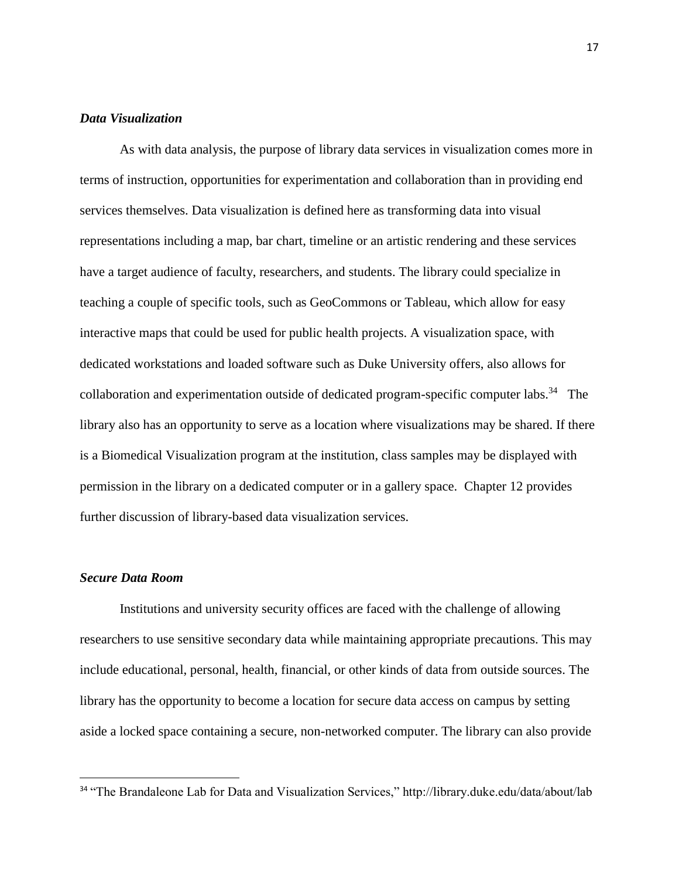### *Data Visualization*

As with data analysis, the purpose of library data services in visualization comes more in terms of instruction, opportunities for experimentation and collaboration than in providing end services themselves. Data visualization is defined here as transforming data into visual representations including a map, bar chart, timeline or an artistic rendering and these services have a target audience of faculty, researchers, and students. The library could specialize in teaching a couple of specific tools, such as GeoCommons or Tableau, which allow for easy interactive maps that could be used for public health projects. A visualization space, with dedicated workstations and loaded software such as Duke University offers, also allows for collaboration and experimentation outside of dedicated program-specific computer labs.[34] The library also has an opportunity to serve as a location where visualizations may be shared. If there is a Biomedical Visualization program at the institution, class samples may be displayed with permission in the library on a dedicated computer or in a gallery space. Chapter 12 provides further discussion of library-based data visualization services.

### *Secure Data Room*

Institutions and university security offices are faced with the challenge of allowing researchers to use sensitive secondary data while maintaining appropriate precautions. This may include educational, personal, health, financial, or other kinds of data from outside sources. The library has the opportunity to become a location for secure data access on campus by setting aside a locked space containing a secure, non-networked computer. The library can also provide

---

[34] "The Brandaleone Lab for Data and Visualization Services," http://library.duke.edu/data/about/lab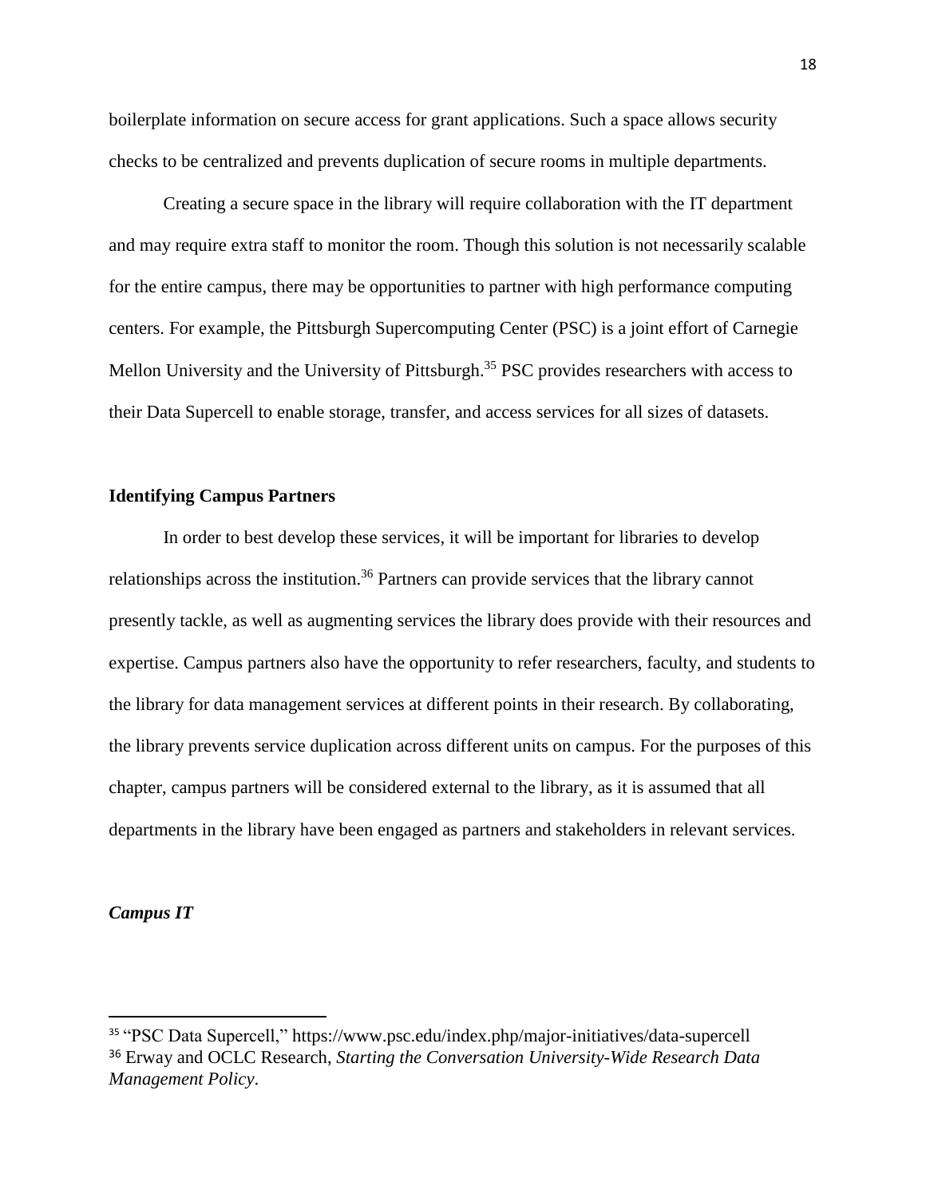boilerplate information on secure access for grant applications. Such a space allows security checks to be centralized and prevents duplication of secure rooms in multiple departments.

Creating a secure space in the library will require collaboration with the IT department and may require extra staff to monitor the room. Though this solution is not necessarily scalable for the entire campus, there may be opportunities to partner with high performance computing centers. For example, the Pittsburgh Supercomputing Center (PSC) is a joint effort of Carnegie Mellon University and the University of Pittsburgh.[35] PSC provides researchers with access to their Data Supercell to enable storage, transfer, and access services for all sizes of datasets.

### Identifying Campus Partners

In order to best develop these services, it will be important for libraries to develop relationships across the institution.[36] Partners can provide services that the library cannot presently tackle, as well as augmenting services the library does provide with their resources and expertise. Campus partners also have the opportunity to refer researchers, faculty, and students to the library for data management services at different points in their research. By collaborating, the library prevents service duplication across different units on campus. For the purposes of this chapter, campus partners will be considered external to the library, as it is assumed that all departments in the library have been engaged as partners and stakeholders in relevant services.

#### *Campus IT*

---

[35] "PSC Data Supercell," https://www.psc.edu/index.php/major-initiatives/data-supercell

[36] Erway and OCLC Research, *Starting the Conversation University-Wide Research Data Management Policy*.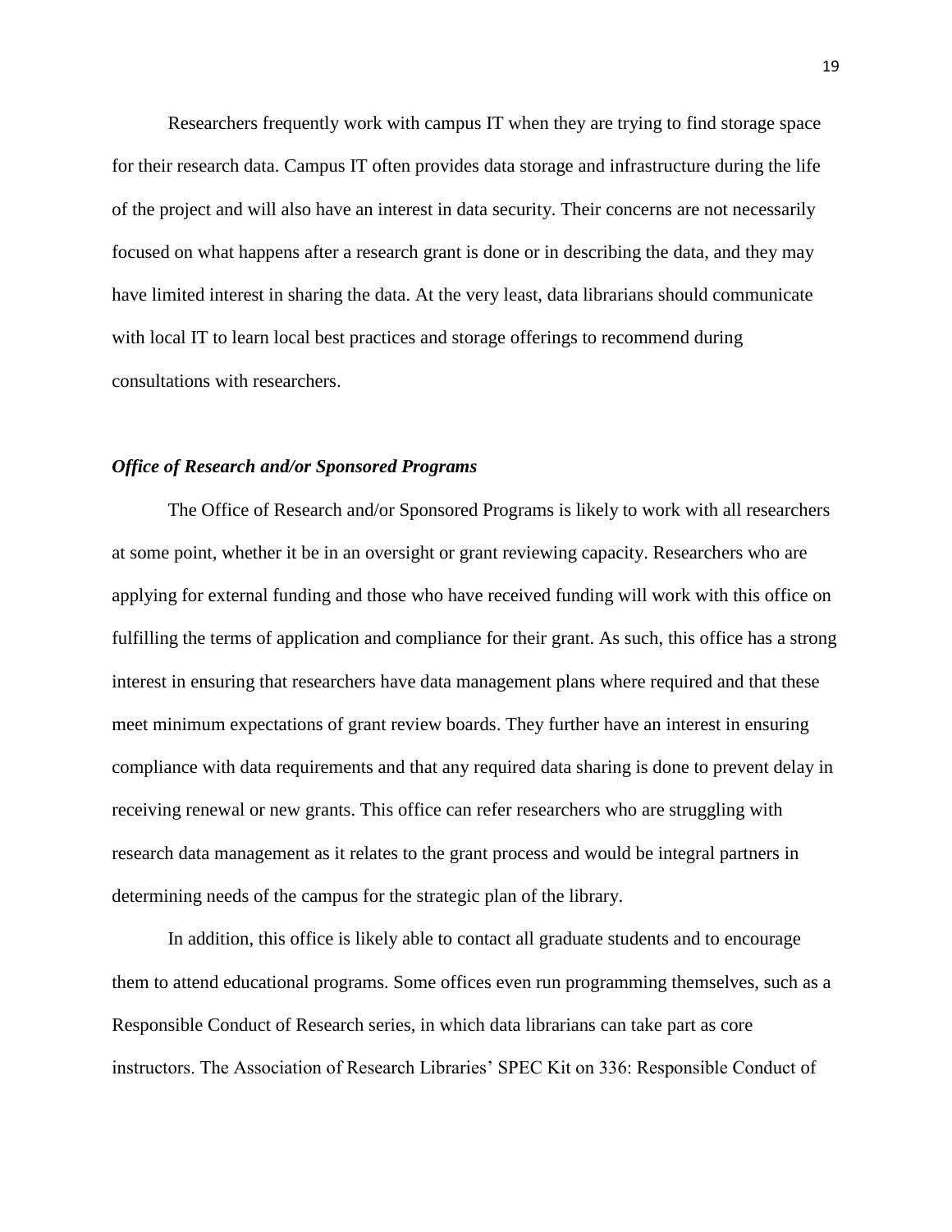Researchers frequently work with campus IT when they are trying to find storage space for their research data. Campus IT often provides data storage and infrastructure during the life of the project and will also have an interest in data security. Their concerns are not necessarily focused on what happens after a research grant is done or in describing the data, and they may have limited interest in sharing the data. At the very least, data librarians should communicate with local IT to learn local best practices and storage offerings to recommend during consultations with researchers.

### *Office of Research and/or Sponsored Programs*

The Office of Research and/or Sponsored Programs is likely to work with all researchers at some point, whether it be in an oversight or grant reviewing capacity. Researchers who are applying for external funding and those who have received funding will work with this office on fulfilling the terms of application and compliance for their grant. As such, this office has a strong interest in ensuring that researchers have data management plans where required and that these meet minimum expectations of grant review boards. They further have an interest in ensuring compliance with data requirements and that any required data sharing is done to prevent delay in receiving renewal or new grants. This office can refer researchers who are struggling with research data management as it relates to the grant process and would be integral partners in determining needs of the campus for the strategic plan of the library.

In addition, this office is likely able to contact all graduate students and to encourage them to attend educational programs. Some offices even run programming themselves, such as a Responsible Conduct of Research series, in which data librarians can take part as core instructors. The Association of Research Libraries' SPEC Kit on 336: Responsible Conduct of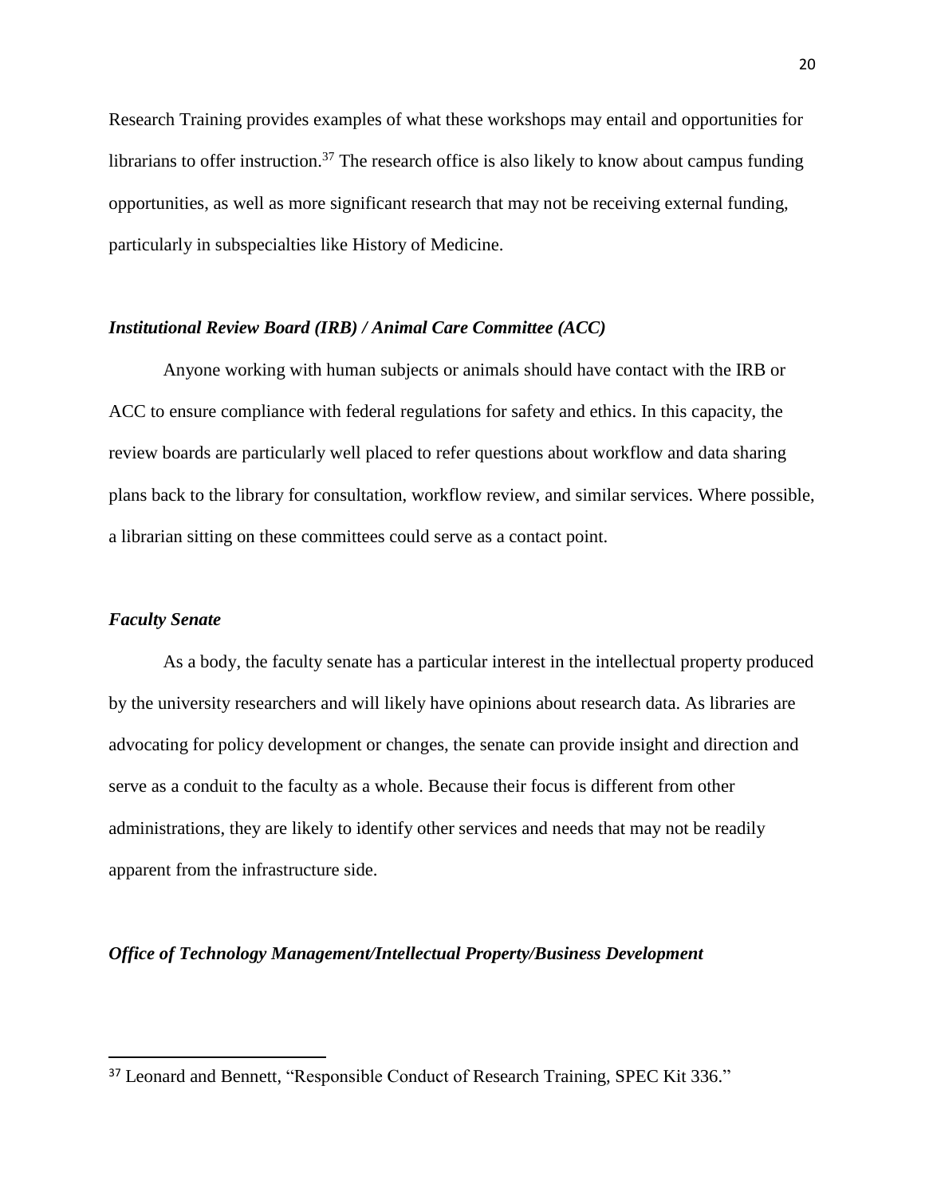Research Training provides examples of what these workshops may entail and opportunities for librarians to offer instruction.[37] The research office is also likely to know about campus funding opportunities, as well as more significant research that may not be receiving external funding, particularly in subspecialties like History of Medicine.

### *Institutional Review Board (IRB) / Animal Care Committee (ACC)*

Anyone working with human subjects or animals should have contact with the IRB or ACC to ensure compliance with federal regulations for safety and ethics. In this capacity, the review boards are particularly well placed to refer questions about workflow and data sharing plans back to the library for consultation, workflow review, and similar services. Where possible, a librarian sitting on these committees could serve as a contact point.

### *Faculty Senate*

As a body, the faculty senate has a particular interest in the intellectual property produced by the university researchers and will likely have opinions about research data. As libraries are advocating for policy development or changes, the senate can provide insight and direction and serve as a conduit to the faculty as a whole. Because their focus is different from other administrations, they are likely to identify other services and needs that may not be readily apparent from the infrastructure side.

### *Office of Technology Management/Intellectual Property/Business Development*

---

[37] Leonard and Bennett, "Responsible Conduct of Research Training, SPEC Kit 336."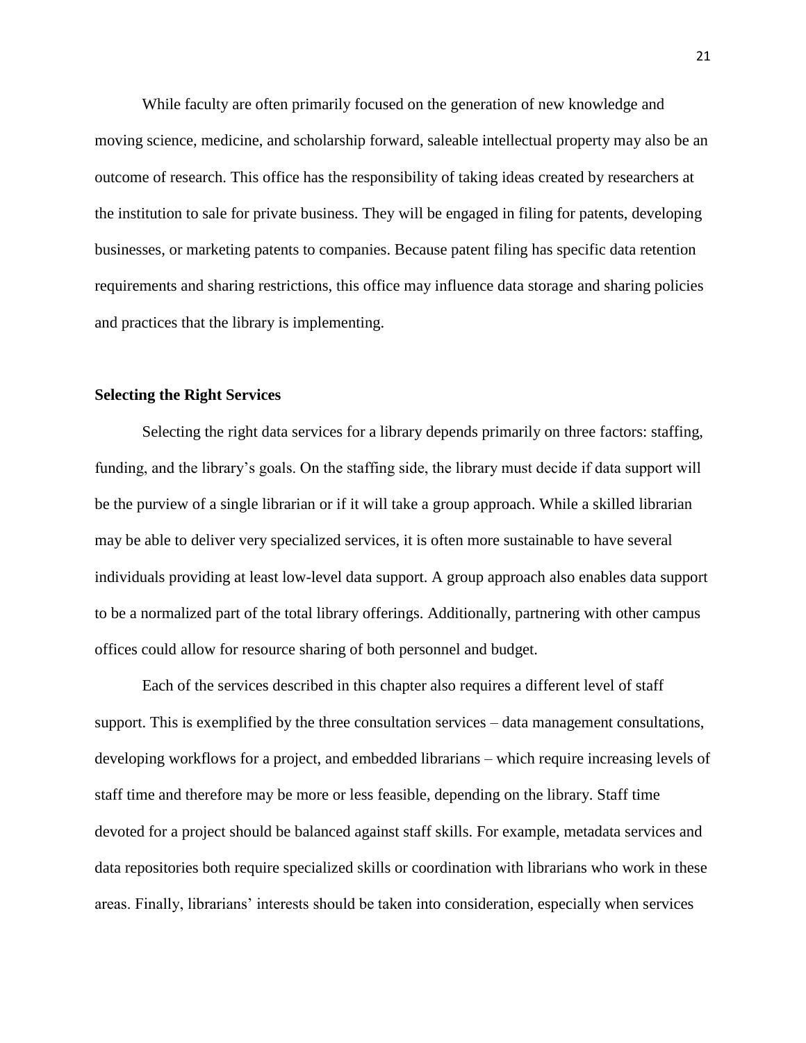While faculty are often primarily focused on the generation of new knowledge and moving science, medicine, and scholarship forward, saleable intellectual property may also be an outcome of research. This office has the responsibility of taking ideas created by researchers at the institution to sale for private business. They will be engaged in filing for patents, developing businesses, or marketing patents to companies. Because patent filing has specific data retention requirements and sharing restrictions, this office may influence data storage and sharing policies and practices that the library is implementing.

**Selecting the Right Services**

Selecting the right data services for a library depends primarily on three factors: staffing, funding, and the library's goals. On the staffing side, the library must decide if data support will be the purview of a single librarian or if it will take a group approach. While a skilled librarian may be able to deliver very specialized services, it is often more sustainable to have several individuals providing at least low-level data support. A group approach also enables data support to be a normalized part of the total library offerings. Additionally, partnering with other campus offices could allow for resource sharing of both personnel and budget.

Each of the services described in this chapter also requires a different level of staff support. This is exemplified by the three consultation services – data management consultations, developing workflows for a project, and embedded librarians – which require increasing levels of staff time and therefore may be more or less feasible, depending on the library. Staff time devoted for a project should be balanced against staff skills. For example, metadata services and data repositories both require specialized skills or coordination with librarians who work in these areas. Finally, librarians' interests should be taken into consideration, especially when services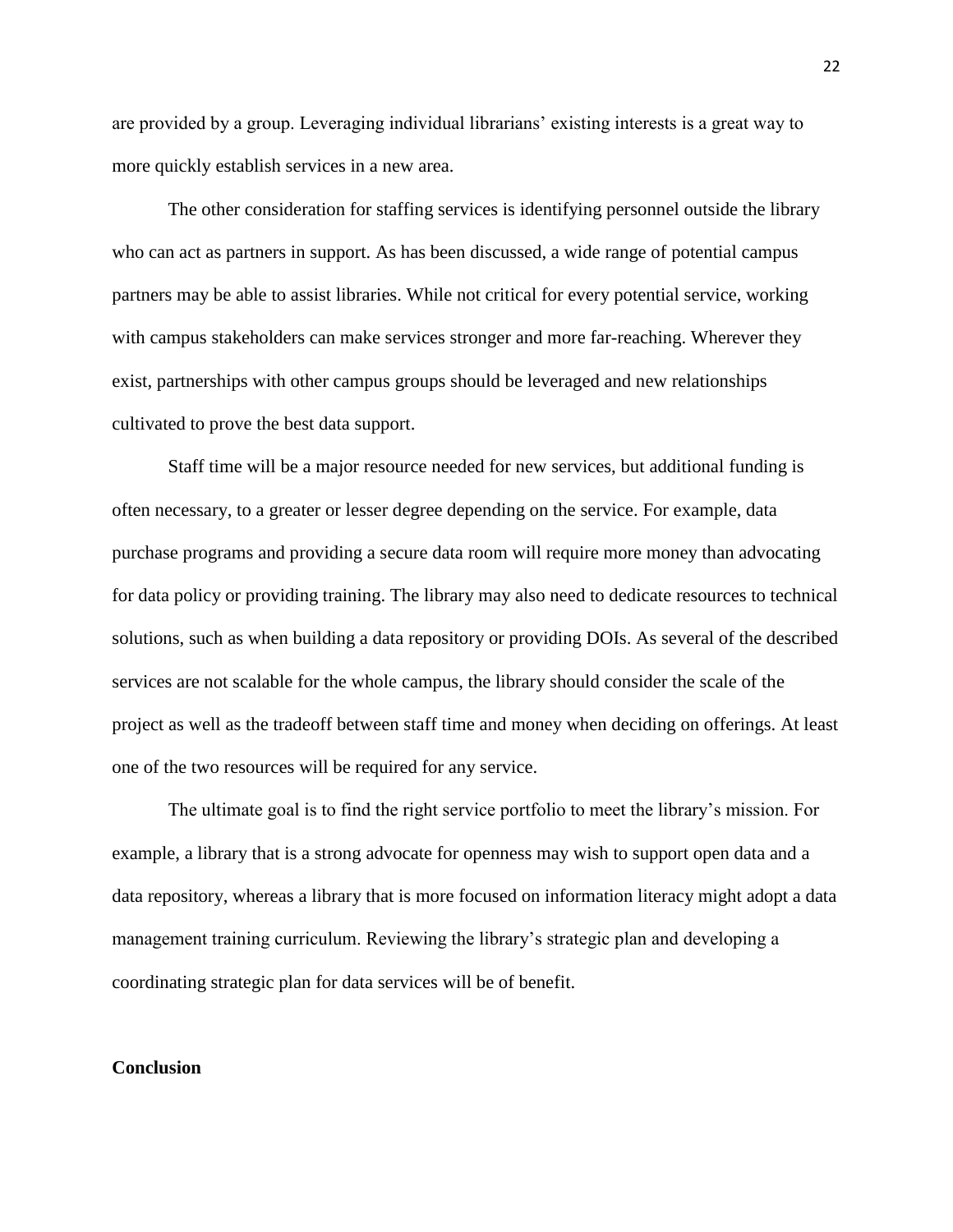are provided by a group. Leveraging individual librarians' existing interests is a great way to more quickly establish services in a new area.

The other consideration for staffing services is identifying personnel outside the library who can act as partners in support. As has been discussed, a wide range of potential campus partners may be able to assist libraries. While not critical for every potential service, working with campus stakeholders can make services stronger and more far-reaching. Wherever they exist, partnerships with other campus groups should be leveraged and new relationships cultivated to prove the best data support.

Staff time will be a major resource needed for new services, but additional funding is often necessary, to a greater or lesser degree depending on the service. For example, data purchase programs and providing a secure data room will require more money than advocating for data policy or providing training. The library may also need to dedicate resources to technical solutions, such as when building a data repository or providing DOIs. As several of the described services are not scalable for the whole campus, the library should consider the scale of the project as well as the tradeoff between staff time and money when deciding on offerings. At least one of the two resources will be required for any service.

The ultimate goal is to find the right service portfolio to meet the library's mission. For example, a library that is a strong advocate for openness may wish to support open data and a data repository, whereas a library that is more focused on information literacy might adopt a data management training curriculum. Reviewing the library's strategic plan and developing a coordinating strategic plan for data services will be of benefit.

## Conclusion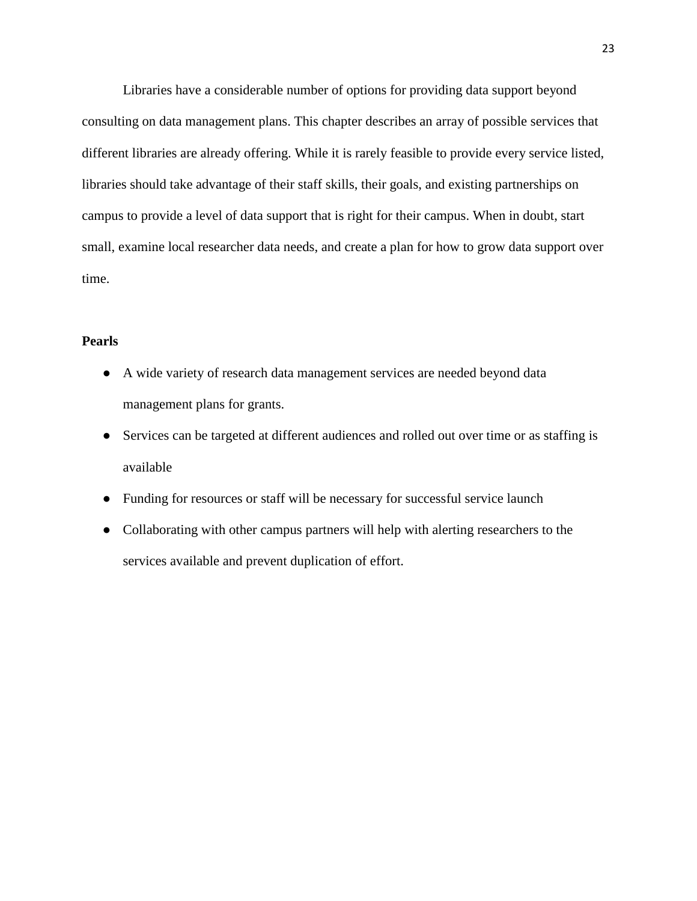Libraries have a considerable number of options for providing data support beyond consulting on data management plans. This chapter describes an array of possible services that different libraries are already offering. While it is rarely feasible to provide every service listed, libraries should take advantage of their staff skills, their goals, and existing partnerships on campus to provide a level of data support that is right for their campus. When in doubt, start small, examine local researcher data needs, and create a plan for how to grow data support over time.

**Pearls**

- A wide variety of research data management services are needed beyond data management plans for grants.
- Services can be targeted at different audiences and rolled out over time or as staffing is available
- Funding for resources or staff will be necessary for successful service launch
- Collaborating with other campus partners will help with alerting researchers to the services available and prevent duplication of effort.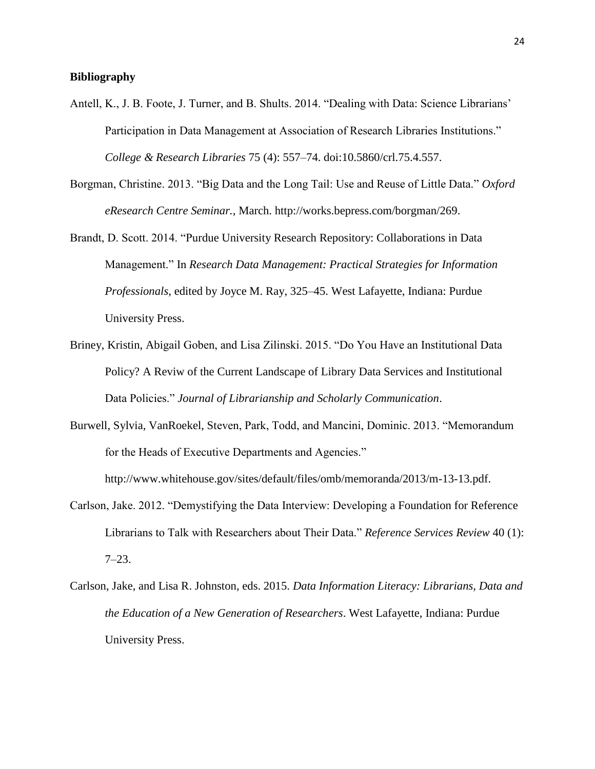**Bibliography**

Antell, K., J. B. Foote, J. Turner, and B. Shults. 2014. "Dealing with Data: Science Librarians' Participation in Data Management at Association of Research Libraries Institutions." *College & Research Libraries* 75 (4): 557–74. doi:10.5860/crl.75.4.557.

Borgman, Christine. 2013. "Big Data and the Long Tail: Use and Reuse of Little Data." *Oxford eResearch Centre Seminar.*, March. http://works.bepress.com/borgman/269.

Brandt, D. Scott. 2014. "Purdue University Research Repository: Collaborations in Data Management." In *Research Data Management: Practical Strategies for Information Professionals*, edited by Joyce M. Ray, 325–45. West Lafayette, Indiana: Purdue University Press.

Briney, Kristin, Abigail Goben, and Lisa Zilinski. 2015. "Do You Have an Institutional Data Policy? A Reviw of the Current Landscape of Library Data Services and Institutional Data Policies." *Journal of Librarianship and Scholarly Communication*.

Burwell, Sylvia, VanRoekel, Steven, Park, Todd, and Mancini, Dominic. 2013. "Memorandum for the Heads of Executive Departments and Agencies." http://www.whitehouse.gov/sites/default/files/omb/memoranda/2013/m-13-13.pdf.

Carlson, Jake. 2012. "Demystifying the Data Interview: Developing a Foundation for Reference Librarians to Talk with Researchers about Their Data." *Reference Services Review* 40 (1): 7–23.

Carlson, Jake, and Lisa R. Johnston, eds. 2015. *Data Information Literacy: Librarians, Data and the Education of a New Generation of Researchers*. West Lafayette, Indiana: Purdue University Press.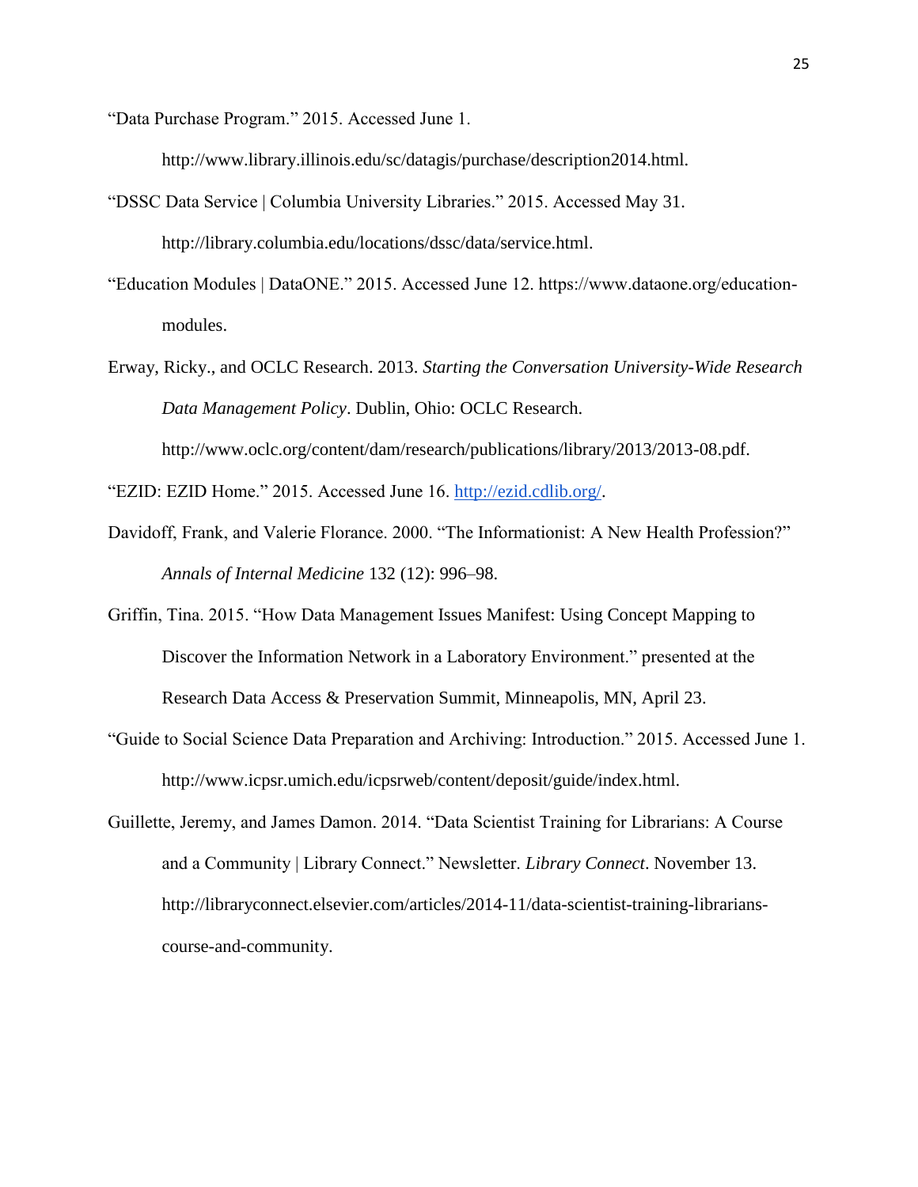"Data Purchase Program." 2015. Accessed June 1. http://www.library.illinois.edu/sc/datagis/purchase/description2014.html.

"DSSC Data Service | Columbia University Libraries." 2015. Accessed May 31. http://library.columbia.edu/locations/dssc/data/service.html.

"Education Modules | DataONE." 2015. Accessed June 12. https://www.dataone.org/education-modules.

Erway, Ricky., and OCLC Research. 2013. *Starting the Conversation University-Wide Research Data Management Policy*. Dublin, Ohio: OCLC Research. http://www.oclc.org/content/dam/research/publications/library/2013/2013-08.pdf.

"EZID: EZID Home." 2015. Accessed June 16. http://ezid.cdlib.org/.

Davidoff, Frank, and Valerie Florance. 2000. "The Informationist: A New Health Profession?" *Annals of Internal Medicine* 132 (12): 996–98.

Griffin, Tina. 2015. "How Data Management Issues Manifest: Using Concept Mapping to Discover the Information Network in a Laboratory Environment." presented at the Research Data Access & Preservation Summit, Minneapolis, MN, April 23.

"Guide to Social Science Data Preparation and Archiving: Introduction." 2015. Accessed June 1. http://www.icpsr.umich.edu/icpsrweb/content/deposit/guide/index.html.

Guillette, Jeremy, and James Damon. 2014. "Data Scientist Training for Librarians: A Course and a Community | Library Connect." Newsletter. *Library Connect*. November 13. http://libraryconnect.elsevier.com/articles/2014-11/data-scientist-training-librarians-course-and-community.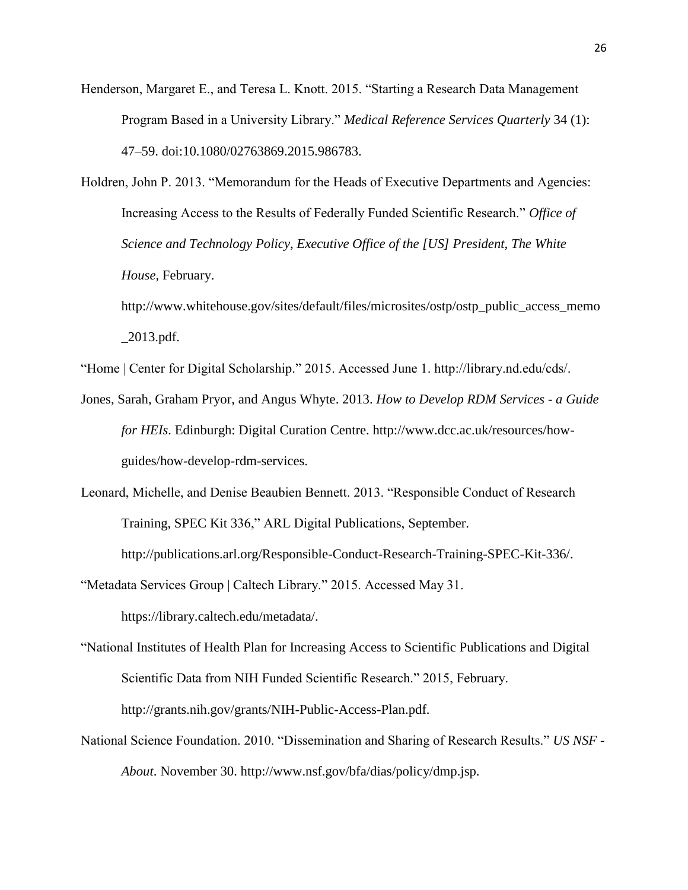Henderson, Margaret E., and Teresa L. Knott. 2015. "Starting a Research Data Management Program Based in a University Library." *Medical Reference Services Quarterly* 34 (1): 47–59. doi:10.1080/02763869.2015.986783.

Holdren, John P. 2013. "Memorandum for the Heads of Executive Departments and Agencies: Increasing Access to the Results of Federally Funded Scientific Research." *Office of Science and Technology Policy, Executive Office of the [US] President, The White House*, February. http://www.whitehouse.gov/sites/default/files/microsites/ostp/ostp_public_access_memo_2013.pdf.

"Home | Center for Digital Scholarship." 2015. Accessed June 1. http://library.nd.edu/cds/.

Jones, Sarah, Graham Pryor, and Angus Whyte. 2013. *How to Develop RDM Services - a Guide for HEIs*. Edinburgh: Digital Curation Centre. http://www.dcc.ac.uk/resources/how-guides/how-develop-rdm-services.

Leonard, Michelle, and Denise Beaubien Bennett. 2013. "Responsible Conduct of Research Training, SPEC Kit 336," ARL Digital Publications, September. http://publications.arl.org/Responsible-Conduct-Research-Training-SPEC-Kit-336/.

"Metadata Services Group | Caltech Library." 2015. Accessed May 31. https://library.caltech.edu/metadata/.

"National Institutes of Health Plan for Increasing Access to Scientific Publications and Digital Scientific Data from NIH Funded Scientific Research." 2015, February. http://grants.nih.gov/grants/NIH-Public-Access-Plan.pdf.

National Science Foundation. 2010. "Dissemination and Sharing of Research Results." *US NSF - About*. November 30. http://www.nsf.gov/bfa/dias/policy/dmp.jsp.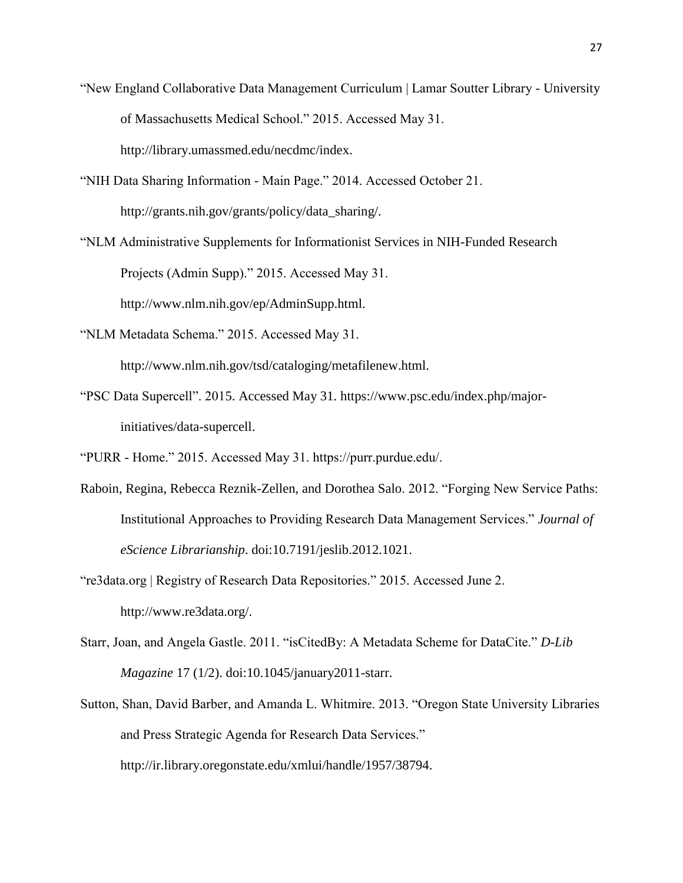"New England Collaborative Data Management Curriculum | Lamar Soutter Library - University of Massachusetts Medical School." 2015. Accessed May 31. http://library.umassmed.edu/necdmc/index.

"NIH Data Sharing Information - Main Page." 2014. Accessed October 21. http://grants.nih.gov/grants/policy/data_sharing/.

"NLM Administrative Supplements for Informationist Services in NIH-Funded Research Projects (Admin Supp)." 2015. Accessed May 31. http://www.nlm.nih.gov/ep/AdminSupp.html.

"NLM Metadata Schema." 2015. Accessed May 31. http://www.nlm.nih.gov/tsd/cataloging/metafilenew.html.

"PSC Data Supercell". 2015. Accessed May 31. https://www.psc.edu/index.php/major-initiatives/data-supercell.

"PURR - Home." 2015. Accessed May 31. https://purr.purdue.edu/.

Raboin, Regina, Rebecca Reznik-Zellen, and Dorothea Salo. 2012. "Forging New Service Paths: Institutional Approaches to Providing Research Data Management Services." *Journal of eScience Librarianship*. doi:10.7191/jeslib.2012.1021.

"re3data.org | Registry of Research Data Repositories." 2015. Accessed June 2. http://www.re3data.org/.

Starr, Joan, and Angela Gastle. 2011. "isCitedBy: A Metadata Scheme for DataCite." *D-Lib Magazine* 17 (1/2). doi:10.1045/january2011-starr.

Sutton, Shan, David Barber, and Amanda L. Whitmire. 2013. "Oregon State University Libraries and Press Strategic Agenda for Research Data Services." http://ir.library.oregonstate.edu/xmlui/handle/1957/38794.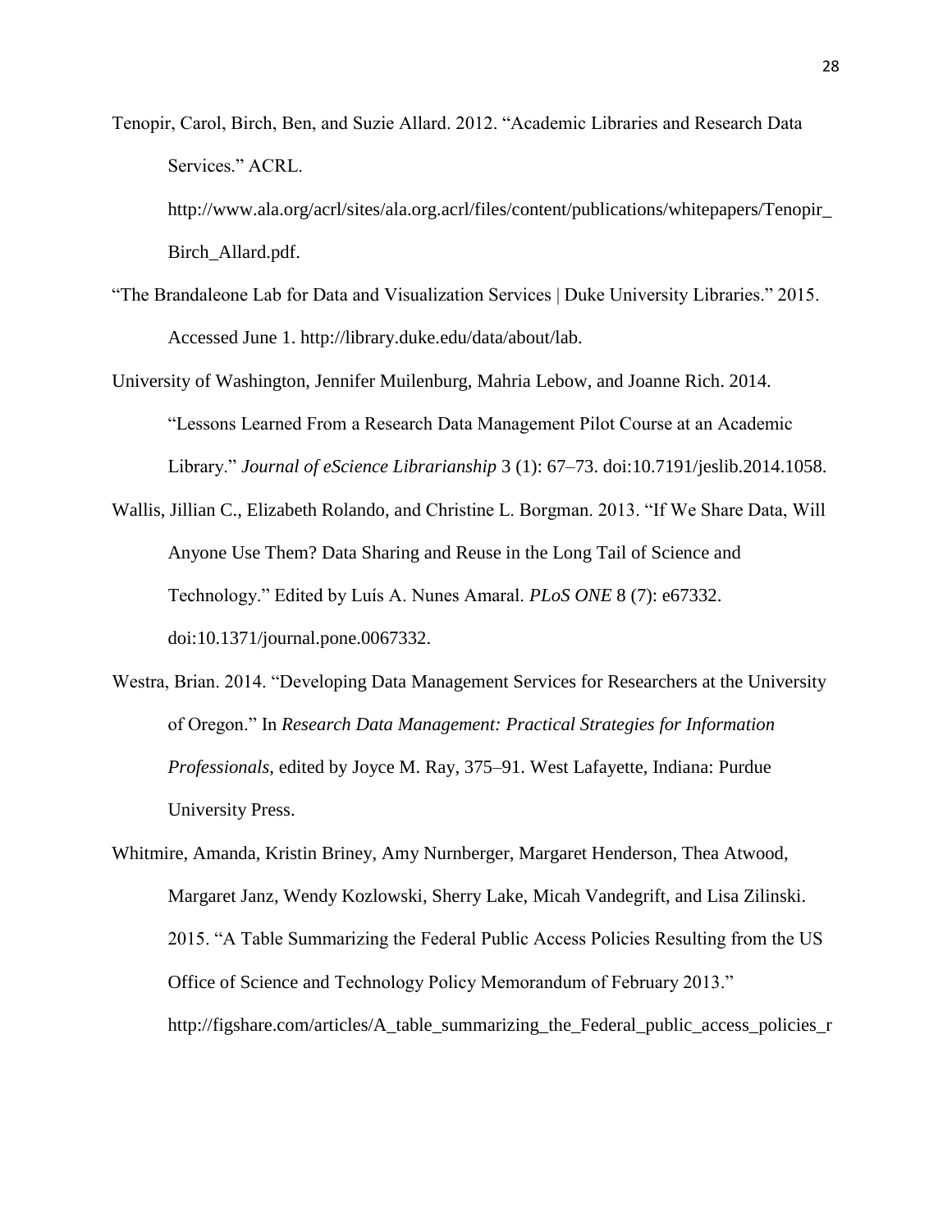Tenopir, Carol, Birch, Ben, and Suzie Allard. 2012. "Academic Libraries and Research Data Services." ACRL. http://www.ala.org/acrl/sites/ala.org.acrl/files/content/publications/whitepapers/Tenopir_Birch_Allard.pdf.

"The Brandaleone Lab for Data and Visualization Services | Duke University Libraries." 2015. Accessed June 1. http://library.duke.edu/data/about/lab.

University of Washington, Jennifer Muilenburg, Mahria Lebow, and Joanne Rich. 2014. "Lessons Learned From a Research Data Management Pilot Course at an Academic Library." *Journal of eScience Librarianship* 3 (1): 67–73. doi:10.7191/jeslib.2014.1058.

Wallis, Jillian C., Elizabeth Rolando, and Christine L. Borgman. 2013. "If We Share Data, Will Anyone Use Them? Data Sharing and Reuse in the Long Tail of Science and Technology." Edited by Luís A. Nunes Amaral. *PLoS ONE* 8 (7): e67332. doi:10.1371/journal.pone.0067332.

Westra, Brian. 2014. "Developing Data Management Services for Researchers at the University of Oregon." In *Research Data Management: Practical Strategies for Information Professionals*, edited by Joyce M. Ray, 375–91. West Lafayette, Indiana: Purdue University Press.

Whitmire, Amanda, Kristin Briney, Amy Nurnberger, Margaret Henderson, Thea Atwood, Margaret Janz, Wendy Kozlowski, Sherry Lake, Micah Vandegrift, and Lisa Zilinski. 2015. "A Table Summarizing the Federal Public Access Policies Resulting from the US Office of Science and Technology Policy Memorandum of February 2013." http://figshare.com/articles/A_table_summarizing_the_Federal_public_access_policies_r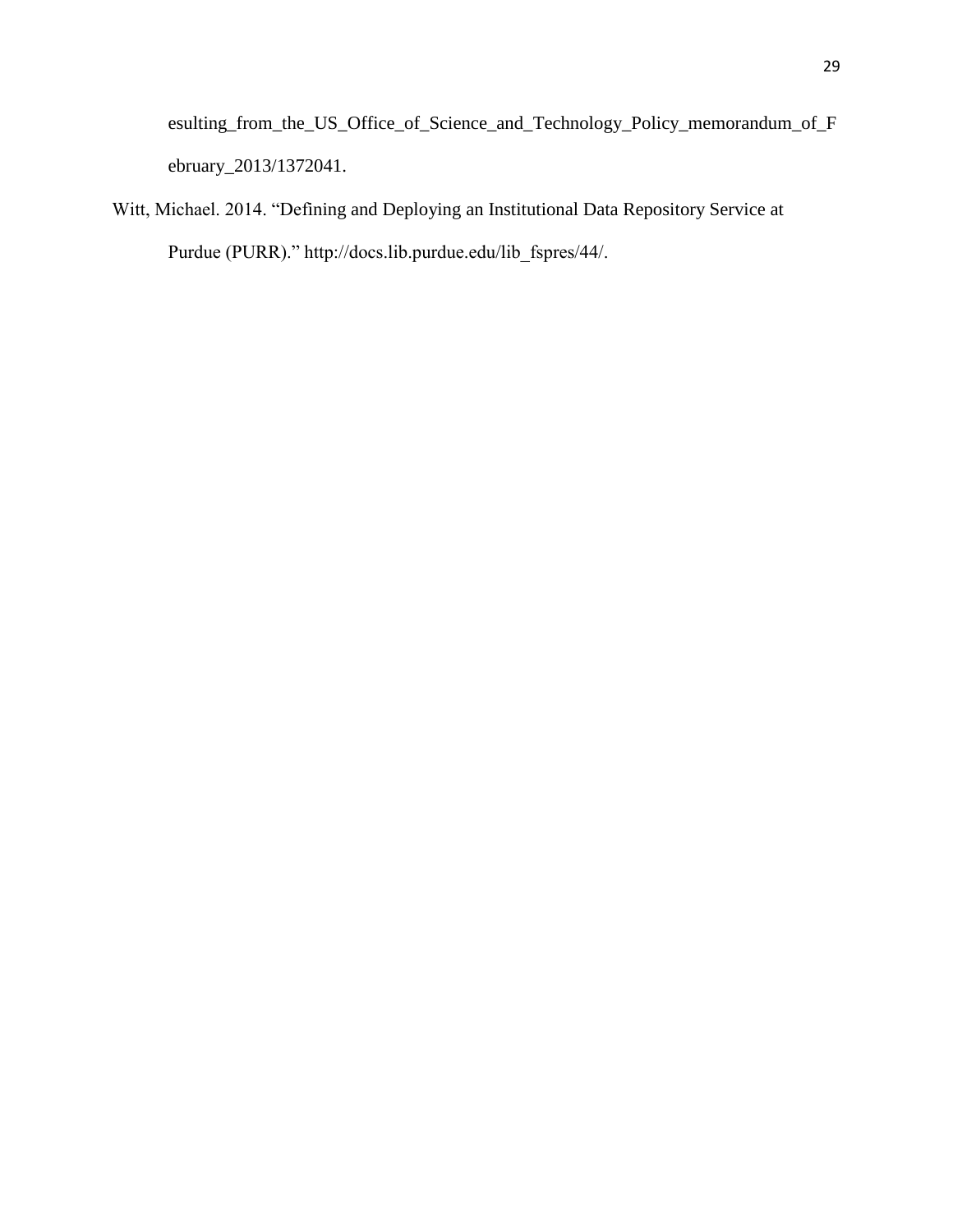esulting_from_the_US_Office_of_Science_and_Technology_Policy_memorandum_of_February_2013/1372041.

Witt, Michael. 2014. "Defining and Deploying an Institutional Data Repository Service at Purdue (PURR)." http://docs.lib.purdue.edu/lib_fspres/44/.